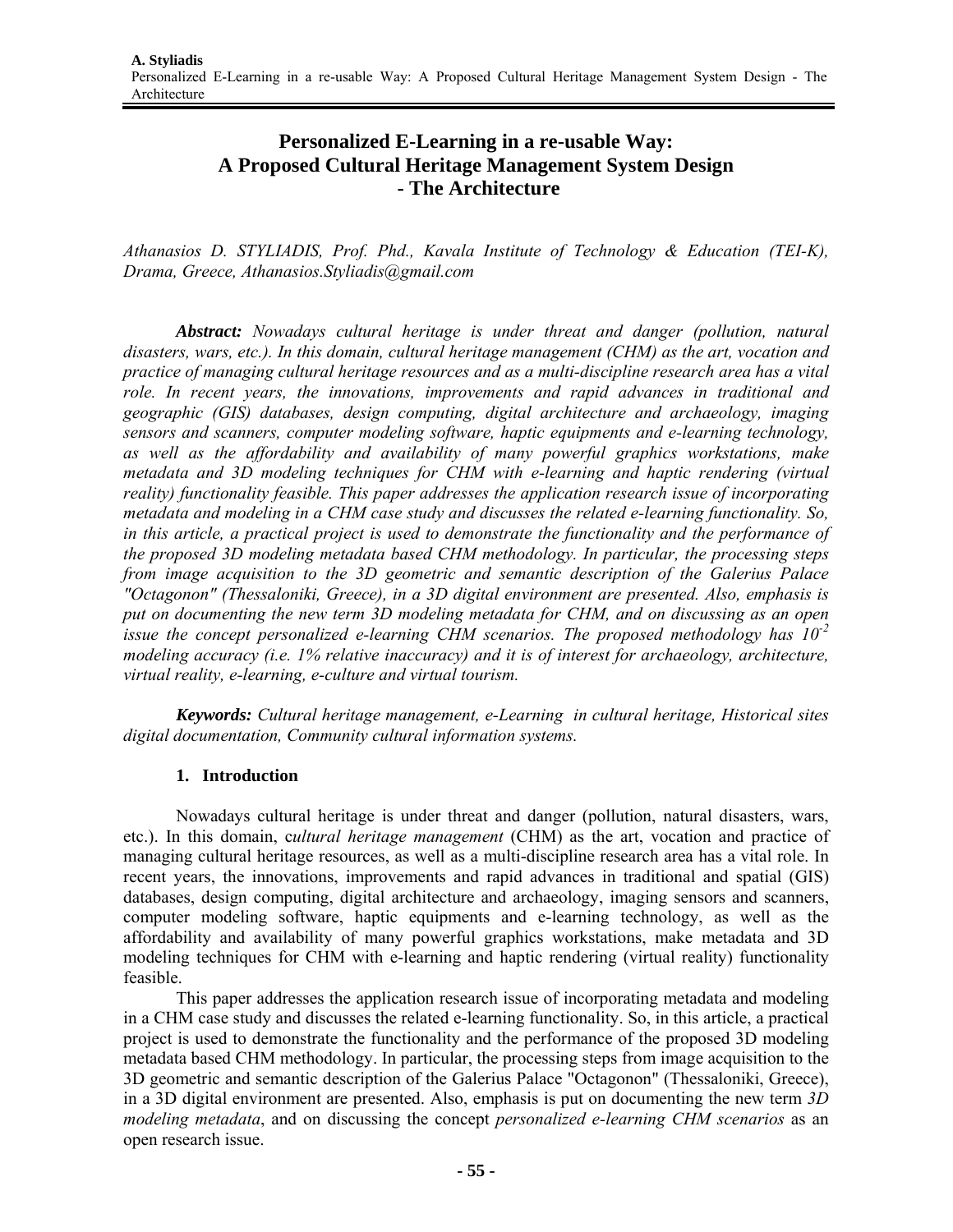# Personalized E-Learning in a re-usable Way: A Proposed Cultural Heritage Management System Design - The Architecture

*Athanasios D. STYLIADIS, Prof. Phd., Kavala Institute of Technology & Education (TEI-K), Drama, Greece, Athanasios.Styliadis@gmail.com*

***Abstract:*** *Nowadays cultural heritage is under threat and danger (pollution, natural disasters, wars, etc.). In this domain, cultural heritage management (CHM) as the art, vocation and practice of managing cultural heritage resources and as a multi-discipline research area has a vital role. In recent years, the innovations, improvements and rapid advances in traditional and geographic (GIS) databases, design computing, digital architecture and archaeology, imaging sensors and scanners, computer modeling software, haptic equipments and e-learning technology, as well as the affordability and availability of many powerful graphics workstations, make metadata and 3D modeling techniques for CHM with e-learning and haptic rendering (virtual reality) functionality feasible. This paper addresses the application research issue of incorporating metadata and modeling in a CHM case study and discusses the related e-learning functionality. So, in this article, a practical project is used to demonstrate the functionality and the performance of the proposed 3D modeling metadata based CHM methodology. In particular, the processing steps from image acquisition to the 3D geometric and semantic description of the Galerius Palace "Octagonon" (Thessaloniki, Greece), in a 3D digital environment are presented. Also, emphasis is put on documenting the new term 3D modeling metadata for CHM, and on discussing as an open issue the concept personalized e-learning CHM scenarios. The proposed methodology has $10^{-2}$ modeling accuracy (i.e. 1% relative inaccuracy) and it is of interest for archaeology, architecture, virtual reality, e-learning, e-culture and virtual tourism.*

***Keywords:*** *Cultural heritage management, e-Learning in cultural heritage, Historical sites digital documentation, Community cultural information systems.*

## 1. Introduction

Nowadays cultural heritage is under threat and danger (pollution, natural disasters, wars, etc.). In this domain, c*ultural heritage management* (CHM) as the art, vocation and practice of managing cultural heritage resources, as well as a multi-discipline research area has a vital role. In recent years, the innovations, improvements and rapid advances in traditional and spatial (GIS) databases, design computing, digital architecture and archaeology, imaging sensors and scanners, computer modeling software, haptic equipments and e-learning technology, as well as the affordability and availability of many powerful graphics workstations, make metadata and 3D modeling techniques for CHM with e-learning and haptic rendering (virtual reality) functionality feasible.

This paper addresses the application research issue of incorporating metadata and modeling in a CHM case study and discusses the related e-learning functionality. So, in this article, a practical project is used to demonstrate the functionality and the performance of the proposed 3D modeling metadata based CHM methodology. In particular, the processing steps from image acquisition to the 3D geometric and semantic description of the Galerius Palace "Octagonon" (Thessaloniki, Greece), in a 3D digital environment are presented. Also, emphasis is put on documenting the new term *3D modeling metadata*, and on discussing the concept *personalized e-learning CHM scenarios* as an open research issue.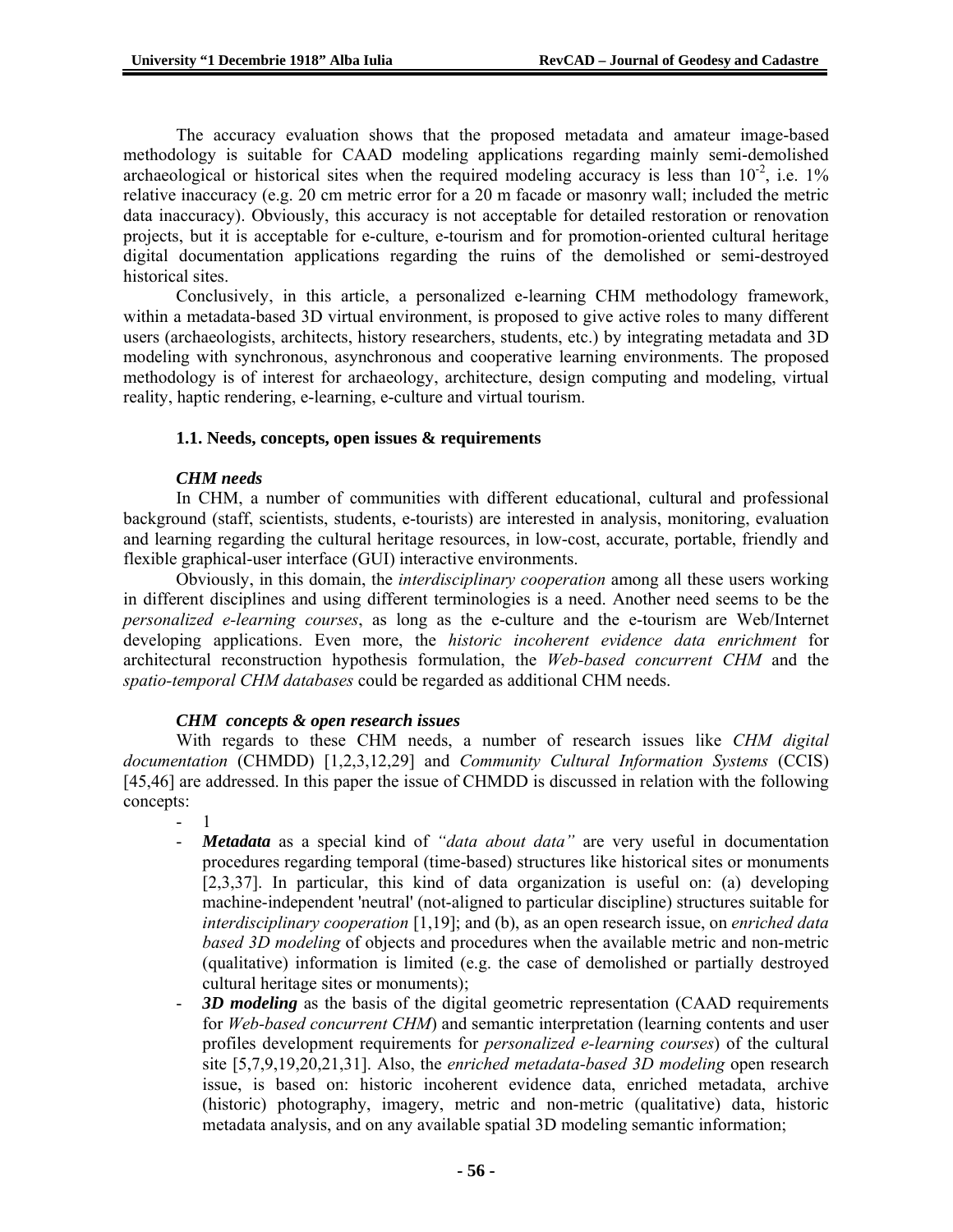The accuracy evaluation shows that the proposed metadata and amateur image-based methodology is suitable for CAAD modeling applications regarding mainly semi-demolished archaeological or historical sites when the required modeling accuracy is less than $10^{-2}$, i.e. 1% relative inaccuracy (e.g. 20 cm metric error for a 20 m facade or masonry wall; included the metric data inaccuracy). Obviously, this accuracy is not acceptable for detailed restoration or renovation projects, but it is acceptable for e-culture, e-tourism and for promotion-oriented cultural heritage digital documentation applications regarding the ruins of the demolished or semi-destroyed historical sites.

Conclusively, in this article, a personalized e-learning CHM methodology framework, within a metadata-based 3D virtual environment, is proposed to give active roles to many different users (archaeologists, architects, history researchers, students, etc.) by integrating metadata and 3D modeling with synchronous, asynchronous and cooperative learning environments. The proposed methodology is of interest for archaeology, architecture, design computing and modeling, virtual reality, haptic rendering, e-learning, e-culture and virtual tourism.

### 1.1. Needs, concepts, open issues & requirements

***CHM needs***

In CHM, a number of communities with different educational, cultural and professional background (staff, scientists, students, e-tourists) are interested in analysis, monitoring, evaluation and learning regarding the cultural heritage resources, in low-cost, accurate, portable, friendly and flexible graphical-user interface (GUI) interactive environments.

Obviously, in this domain, the *interdisciplinary cooperation* among all these users working in different disciplines and using different terminologies is a need. Another need seems to be the *personalized e-learning courses*, as long as the e-culture and the e-tourism are Web/Internet developing applications. Even more, the *historic incoherent evidence data enrichment* for architectural reconstruction hypothesis formulation, the *Web-based concurrent CHM* and the *spatio-temporal CHM databases* could be regarded as additional CHM needs.

***CHM concepts & open research issues***

With regards to these CHM needs, a number of research issues like *CHM digital documentation* (CHMDD) [1,2,3,12,29] and *Community Cultural Information Systems* (CCIS) [45,46] are addressed. In this paper the issue of CHMDD is discussed in relation with the following concepts:

- 1
- ***Metadata*** as a special kind of *"data about data"* are very useful in documentation procedures regarding temporal (time-based) structures like historical sites or monuments [2,3,37]. In particular, this kind of data organization is useful on: (a) developing machine-independent 'neutral' (not-aligned to particular discipline) structures suitable for *interdisciplinary cooperation* [1,19]; and (b), as an open research issue, on *enriched data based 3D modeling* of objects and procedures when the available metric and non-metric (qualitative) information is limited (e.g. the case of demolished or partially destroyed cultural heritage sites or monuments);
- ***3D modeling*** as the basis of the digital geometric representation (CAAD requirements for *Web-based concurrent CHM*) and semantic interpretation (learning contents and user profiles development requirements for *personalized e-learning courses*) of the cultural site [5,7,9,19,20,21,31]. Also, the *enriched metadata-based 3D modeling* open research issue, is based on: historic incoherent evidence data, enriched metadata, archive (historic) photography, imagery, metric and non-metric (qualitative) data, historic metadata analysis, and on any available spatial 3D modeling semantic information;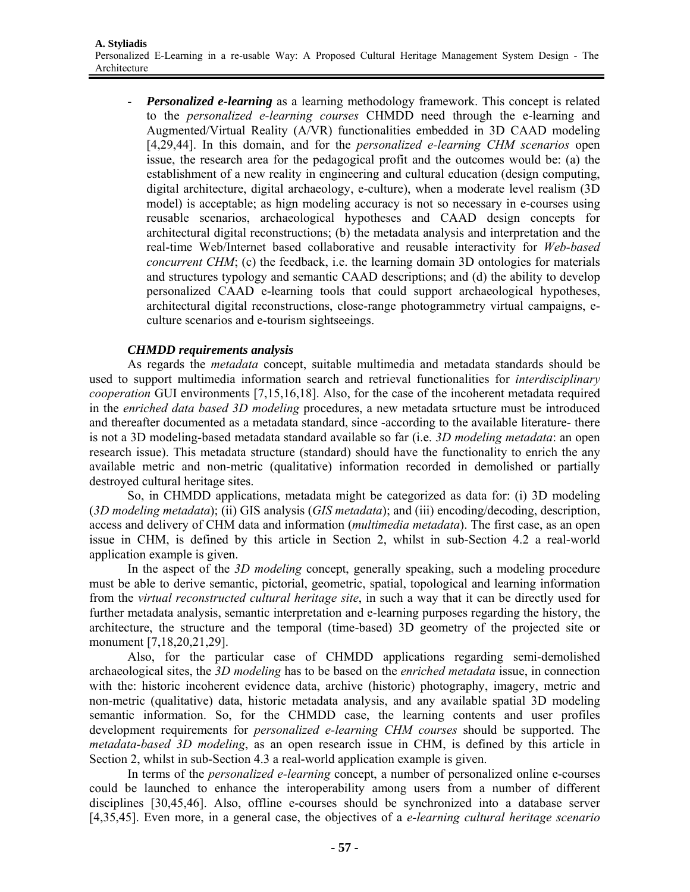- ***Personalized e-learning*** as a learning methodology framework. This concept is related to the *personalized e-learning courses* CHMDD need through the e-learning and Augmented/Virtual Reality (A/VR) functionalities embedded in 3D CAAD modeling [4,29,44]. In this domain, and for the *personalized e-learning CHM scenarios* open issue, the research area for the pedagogical profit and the outcomes would be: (a) the establishment of a new reality in engineering and cultural education (design computing, digital architecture, digital archaeology, e-culture), when a moderate level realism (3D model) is acceptable; as hign modeling accuracy is not so necessary in e-courses using reusable scenarios, archaeological hypotheses and CAAD design concepts for architectural digital reconstructions; (b) the metadata analysis and interpretation and the real-time Web/Internet based collaborative and reusable interactivity for *Web-based concurrent CHM*; (c) the feedback, i.e. the learning domain 3D ontologies for materials and structures typology and semantic CAAD descriptions; and (d) the ability to develop personalized CAAD e-learning tools that could support archaeological hypotheses, architectural digital reconstructions, close-range photogrammetry virtual campaigns, e-culture scenarios and e-tourism sightseeings.

***CHMDD requirements analysis***

As regards the *metadata* concept, suitable multimedia and metadata standards should be used to support multimedia information search and retrieval functionalities for *interdisciplinary cooperation* GUI environments [7,15,16,18]. Also, for the case of the incoherent metadata required in the *enriched data based 3D modeling* procedures, a new metadata srtucture must be introduced and thereafter documented as a metadata standard, since -according to the available literature- there is not a 3D modeling-based metadata standard available so far (i.e. *3D modeling metadata*: an open research issue). This metadata structure (standard) should have the functionality to enrich the any available metric and non-metric (qualitative) information recorded in demolished or partially destroyed cultural heritage sites.

So, in CHMDD applications, metadata might be categorized as data for: (i) 3D modeling (*3D modeling metadata*); (ii) GIS analysis (*GIS metadata*); and (iii) encoding/decoding, description, access and delivery of CHM data and information (*multimedia metadata*). The first case, as an open issue in CHM, is defined by this article in Section 2, whilst in sub-Section 4.2 a real-world application example is given.

In the aspect of the *3D modeling* concept, generally speaking, such a modeling procedure must be able to derive semantic, pictorial, geometric, spatial, topological and learning information from the *virtual reconstructed cultural heritage site*, in such a way that it can be directly used for further metadata analysis, semantic interpretation and e-learning purposes regarding the history, the architecture, the structure and the temporal (time-based) 3D geometry of the projected site or monument [7,18,20,21,29].

Also, for the particular case of CHMDD applications regarding semi-demolished archaeological sites, the *3D modeling* has to be based on the *enriched metadata* issue, in connection with the: historic incoherent evidence data, archive (historic) photography, imagery, metric and non-metric (qualitative) data, historic metadata analysis, and any available spatial 3D modeling semantic information. So, for the CHMDD case, the learning contents and user profiles development requirements for *personalized e-learning CHM courses* should be supported. The *metadata-based 3D modeling*, as an open research issue in CHM, is defined by this article in Section 2, whilst in sub-Section 4.3 a real-world application example is given.

In terms of the *personalized e-learning* concept, a number of personalized online e-courses could be launched to enhance the interoperability among users from a number of different disciplines [30,45,46]. Also, offline e-courses should be synchronized into a database server [4,35,45]. Even more, in a general case, the objectives of a *e-learning cultural heritage scenario*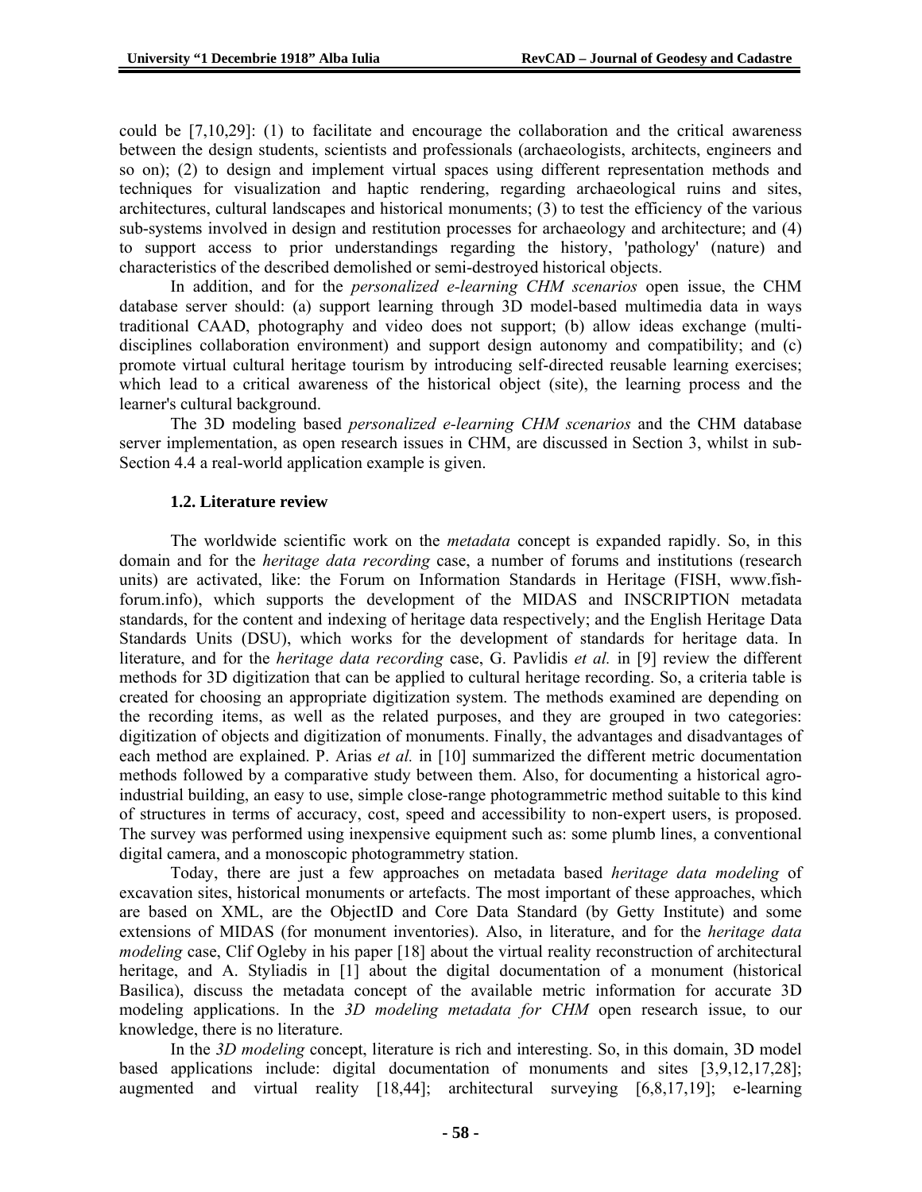could be [7,10,29]: (1) to facilitate and encourage the collaboration and the critical awareness between the design students, scientists and professionals (archaeologists, architects, engineers and so on); (2) to design and implement virtual spaces using different representation methods and techniques for visualization and haptic rendering, regarding archaeological ruins and sites, architectures, cultural landscapes and historical monuments; (3) to test the efficiency of the various sub-systems involved in design and restitution processes for archaeology and architecture; and (4) to support access to prior understandings regarding the history, 'pathology' (nature) and characteristics of the described demolished or semi-destroyed historical objects.

In addition, and for the *personalized e-learning CHM scenarios* open issue, the CHM database server should: (a) support learning through 3D model-based multimedia data in ways traditional CAAD, photography and video does not support; (b) allow ideas exchange (multi-disciplines collaboration environment) and support design autonomy and compatibility; and (c) promote virtual cultural heritage tourism by introducing self-directed reusable learning exercises; which lead to a critical awareness of the historical object (site), the learning process and the learner's cultural background.

The 3D modeling based *personalized e-learning CHM scenarios* and the CHM database server implementation, as open research issues in CHM, are discussed in Section 3, whilst in sub-Section 4.4 a real-world application example is given.

### 1.2. Literature review

The worldwide scientific work on the *metadata* concept is expanded rapidly. So, in this domain and for the *heritage data recording* case, a number of forums and institutions (research units) are activated, like: the Forum on Information Standards in Heritage (FISH, www.fish-forum.info), which supports the development of the MIDAS and INSCRIPTION metadata standards, for the content and indexing of heritage data respectively; and the English Heritage Data Standards Units (DSU), which works for the development of standards for heritage data. In literature, and for the *heritage data recording* case, G. Pavlidis *et al.* in [9] review the different methods for 3D digitization that can be applied to cultural heritage recording. So, a criteria table is created for choosing an appropriate digitization system. The methods examined are depending on the recording items, as well as the related purposes, and they are grouped in two categories: digitization of objects and digitization of monuments. Finally, the advantages and disadvantages of each method are explained. P. Arias *et al.* in [10] summarized the different metric documentation methods followed by a comparative study between them. Also, for documenting a historical agro-industrial building, an easy to use, simple close-range photogrammetric method suitable to this kind of structures in terms of accuracy, cost, speed and accessibility to non-expert users, is proposed. The survey was performed using inexpensive equipment such as: some plumb lines, a conventional digital camera, and a monoscopic photogrammetry station.

Today, there are just a few approaches on metadata based *heritage data modeling* of excavation sites, historical monuments or artefacts. The most important of these approaches, which are based on XML, are the ObjectID and Core Data Standard (by Getty Institute) and some extensions of MIDAS (for monument inventories). Also, in literature, and for the *heritage data modeling* case, Clif Ogleby in his paper [18] about the virtual reality reconstruction of architectural heritage, and A. Styliadis in [1] about the digital documentation of a monument (historical Basilica), discuss the metadata concept of the available metric information for accurate 3D modeling applications. In the *3D modeling metadata for CHM* open research issue, to our knowledge, there is no literature.

In the *3D modeling* concept, literature is rich and interesting. So, in this domain, 3D model based applications include: digital documentation of monuments and sites [3,9,12,17,28]; augmented and virtual reality [18,44]; architectural surveying [6,8,17,19]; e-learning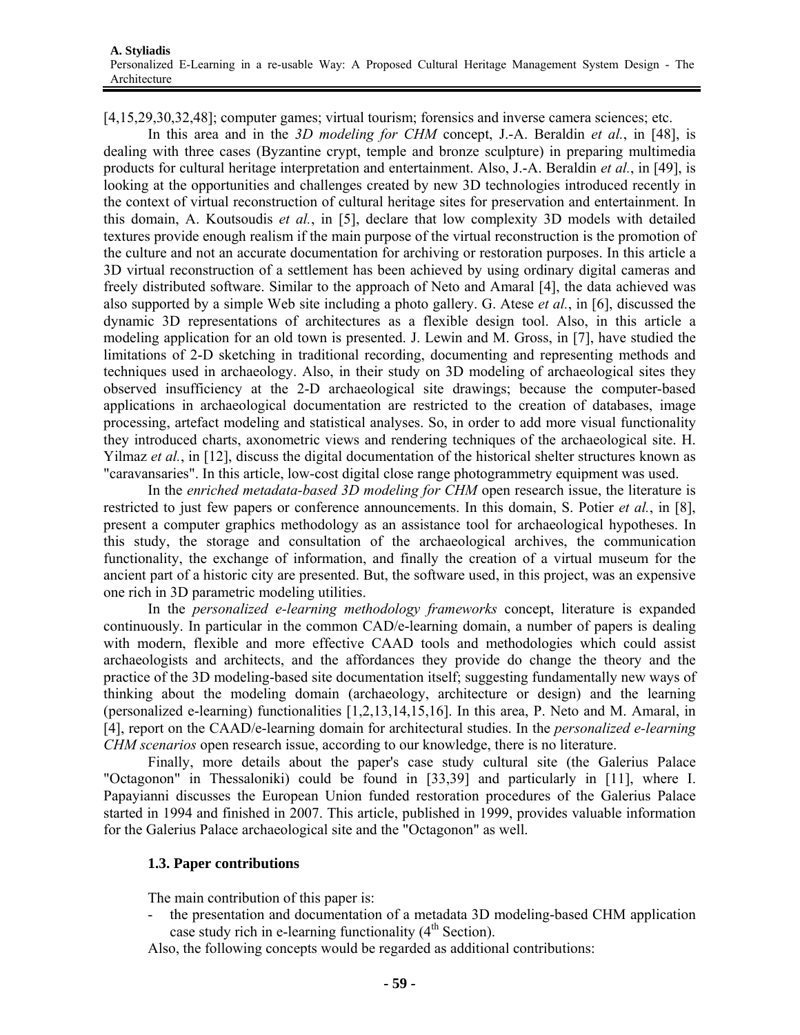[4,15,29,30,32,48]; computer games; virtual tourism; forensics and inverse camera sciences; etc.

In this area and in the *3D modeling for CHM* concept, J.-A. Beraldin *et al.*, in [48], is dealing with three cases (Byzantine crypt, temple and bronze sculpture) in preparing multimedia products for cultural heritage interpretation and entertainment. Also, J.-A. Beraldin *et al.*, in [49], is looking at the opportunities and challenges created by new 3D technologies introduced recently in the context of virtual reconstruction of cultural heritage sites for preservation and entertainment. In this domain, A. Koutsoudis *et al.*, in [5], declare that low complexity 3D models with detailed textures provide enough realism if the main purpose of the virtual reconstruction is the promotion of the culture and not an accurate documentation for archiving or restoration purposes. In this article a 3D virtual reconstruction of a settlement has been achieved by using ordinary digital cameras and freely distributed software. Similar to the approach of Neto and Amaral [4], the data achieved was also supported by a simple Web site including a photo gallery. G. Atese *et al.*, in [6], discussed the dynamic 3D representations of architectures as a flexible design tool. Also, in this article a modeling application for an old town is presented. J. Lewin and M. Gross, in [7], have studied the limitations of 2-D sketching in traditional recording, documenting and representing methods and techniques used in archaeology. Also, in their study on 3D modeling of archaeological sites they observed insufficiency at the 2-D archaeological site drawings; because the computer-based applications in archaeological documentation are restricted to the creation of databases, image processing, artefact modeling and statistical analyses. So, in order to add more visual functionality they introduced charts, axonometric views and rendering techniques of the archaeological site. H. Yilmaz *et al.*, in [12], discuss the digital documentation of the historical shelter structures known as "caravansaries". In this article, low-cost digital close range photogrammetry equipment was used.

In the *enriched metadata-based 3D modeling for CHM* open research issue, the literature is restricted to just few papers or conference announcements. In this domain, S. Potier *et al.*, in [8], present a computer graphics methodology as an assistance tool for archaeological hypotheses. In this study, the storage and consultation of the archaeological archives, the communication functionality, the exchange of information, and finally the creation of a virtual museum for the ancient part of a historic city are presented. But, the software used, in this project, was an expensive one rich in 3D parametric modeling utilities.

In the *personalized e-learning methodology frameworks* concept, literature is expanded continuously. In particular in the common CAD/e-learning domain, a number of papers is dealing with modern, flexible and more effective CAAD tools and methodologies which could assist archaeologists and architects, and the affordances they provide do change the theory and the practice of the 3D modeling-based site documentation itself; suggesting fundamentally new ways of thinking about the modeling domain (archaeology, architecture or design) and the learning (personalized e-learning) functionalities [1,2,13,14,15,16]. In this area, P. Neto and M. Amaral, in [4], report on the CAAD/e-learning domain for architectural studies. In the *personalized e-learning CHM scenarios* open research issue, according to our knowledge, there is no literature.

Finally, more details about the paper's case study cultural site (the Galerius Palace "Octagonon" in Thessaloniki) could be found in [33,39] and particularly in [11], where I. Papayianni discusses the European Union funded restoration procedures of the Galerius Palace started in 1994 and finished in 2007. This article, published in 1999, provides valuable information for the Galerius Palace archaeological site and the "Octagonon" as well.

### 1.3. Paper contributions

The main contribution of this paper is:

- the presentation and documentation of a metadata 3D modeling-based CHM application case study rich in e-learning functionality (4th Section).

Also, the following concepts would be regarded as additional contributions: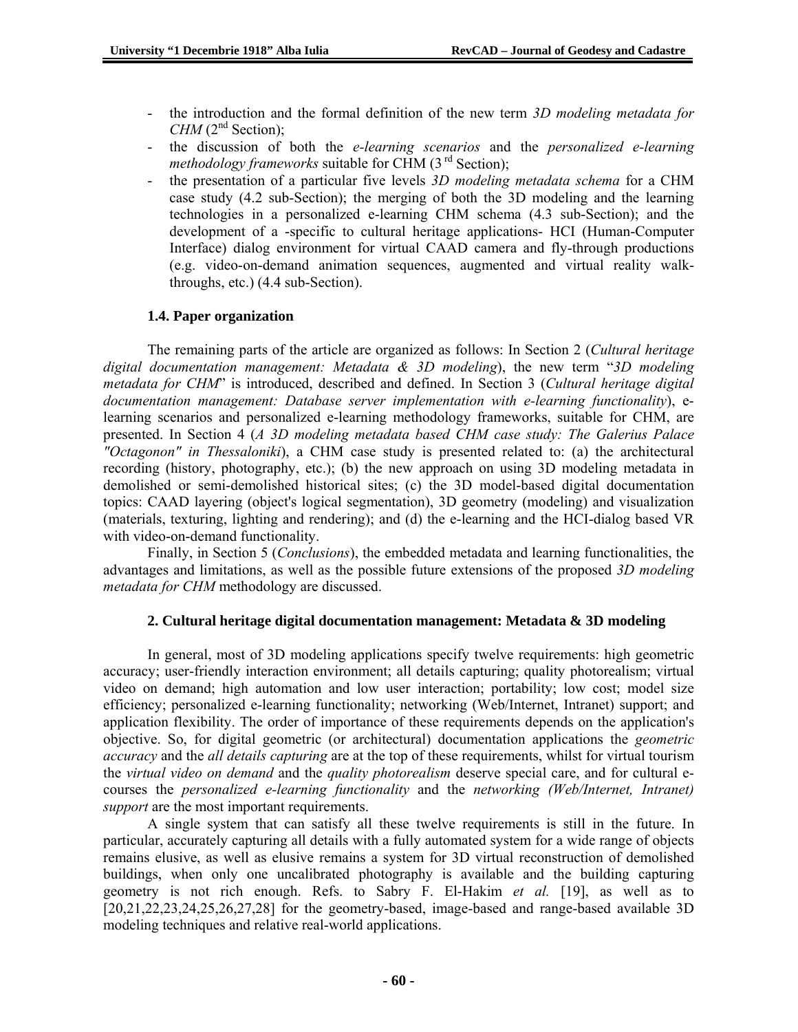- the introduction and the formal definition of the new term *3D modeling metadata for CHM* (2nd Section);
- the discussion of both the *e-learning scenarios* and the *personalized e-learning methodology frameworks* suitable for CHM (3 rd Section);
- the presentation of a particular five levels *3D modeling metadata schema* for a CHM case study (4.2 sub-Section); the merging of both the 3D modeling and the learning technologies in a personalized e-learning CHM schema (4.3 sub-Section); and the development of a -specific to cultural heritage applications- HCI (Human-Computer Interface) dialog environment for virtual CAAD camera and fly-through productions (e.g. video-on-demand animation sequences, augmented and virtual reality walk-throughs, etc.) (4.4 sub-Section).

### 1.4. Paper organization

The remaining parts of the article are organized as follows: In Section 2 (*Cultural heritage digital documentation management: Metadata & 3D modeling*), the new term "*3D modeling metadata for CHM*" is introduced, described and defined. In Section 3 (*Cultural heritage digital documentation management: Database server implementation with e-learning functionality*), e-learning scenarios and personalized e-learning methodology frameworks, suitable for CHM, are presented. In Section 4 (*A 3D modeling metadata based CHM case study: The Galerius Palace "Octagonon" in Thessaloniki*), a CHM case study is presented related to: (a) the architectural recording (history, photography, etc.); (b) the new approach on using 3D modeling metadata in demolished or semi-demolished historical sites; (c) the 3D model-based digital documentation topics: CAAD layering (object's logical segmentation), 3D geometry (modeling) and visualization (materials, texturing, lighting and rendering); and (d) the e-learning and the HCI-dialog based VR with video-on-demand functionality.

Finally, in Section 5 (*Conclusions*), the embedded metadata and learning functionalities, the advantages and limitations, as well as the possible future extensions of the proposed *3D modeling metadata for CHM* methodology are discussed.

## 2. Cultural heritage digital documentation management: Metadata & 3D modeling

In general, most of 3D modeling applications specify twelve requirements: high geometric accuracy; user-friendly interaction environment; all details capturing; quality photorealism; virtual video on demand; high automation and low user interaction; portability; low cost; model size efficiency; personalized e-learning functionality; networking (Web/Internet, Intranet) support; and application flexibility. The order of importance of these requirements depends on the application's objective. So, for digital geometric (or architectural) documentation applications the *geometric accuracy* and the *all details capturing* are at the top of these requirements, whilst for virtual tourism the *virtual video on demand* and the *quality photorealism* deserve special care, and for cultural e-courses the *personalized e-learning functionality* and the *networking (Web/Internet, Intranet) support* are the most important requirements.

A single system that can satisfy all these twelve requirements is still in the future. In particular, accurately capturing all details with a fully automated system for a wide range of objects remains elusive, as well as elusive remains a system for 3D virtual reconstruction of demolished buildings, when only one uncalibrated photography is available and the building capturing geometry is not rich enough. Refs. to Sabry F. El-Hakim *et al.* [19], as well as to [20,21,22,23,24,25,26,27,28] for the geometry-based, image-based and range-based available 3D modeling techniques and relative real-world applications.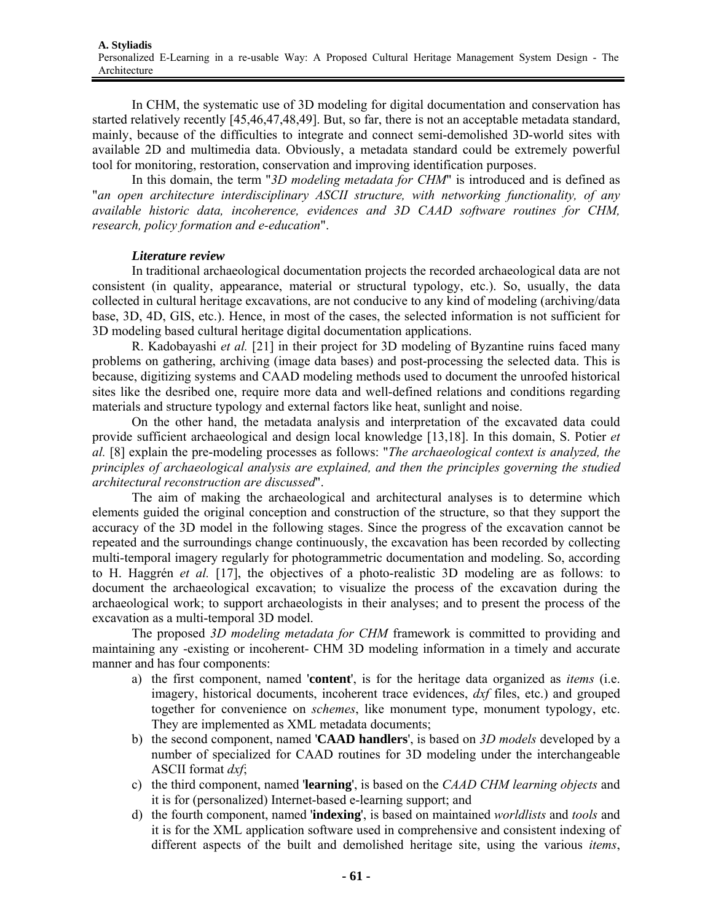In CHM, the systematic use of 3D modeling for digital documentation and conservation has started relatively recently [45,46,47,48,49]. But, so far, there is not an acceptable metadata standard, mainly, because of the difficulties to integrate and connect semi-demolished 3D-world sites with available 2D and multimedia data. Obviously, a metadata standard could be extremely powerful tool for monitoring, restoration, conservation and improving identification purposes.

In this domain, the term "*3D modeling metadata for CHM*" is introduced and is defined as "*an open architecture interdisciplinary ASCII structure, with networking functionality, of any available historic data, incoherence, evidences and 3D CAAD software routines for CHM, research, policy formation and e-education*".

### *Literature review*

In traditional archaeological documentation projects the recorded archaeological data are not consistent (in quality, appearance, material or structural typology, etc.). So, usually, the data collected in cultural heritage excavations, are not conducive to any kind of modeling (archiving/data base, 3D, 4D, GIS, etc.). Hence, in most of the cases, the selected information is not sufficient for 3D modeling based cultural heritage digital documentation applications.

R. Kadobayashi *et al.* [21] in their project for 3D modeling of Byzantine ruins faced many problems on gathering, archiving (image data bases) and post-processing the selected data. This is because, digitizing systems and CAAD modeling methods used to document the unroofed historical sites like the desribed one, require more data and well-defined relations and conditions regarding materials and structure typology and external factors like heat, sunlight and noise.

On the other hand, the metadata analysis and interpretation of the excavated data could provide sufficient archaeological and design local knowledge [13,18]. In this domain, S. Potier *et al.* [8] explain the pre-modeling processes as follows: "*The archaeological context is analyzed, the principles of archaeological analysis are explained, and then the principles governing the studied architectural reconstruction are discussed*".

The aim of making the archaeological and architectural analyses is to determine which elements guided the original conception and construction of the structure, so that they support the accuracy of the 3D model in the following stages. Since the progress of the excavation cannot be repeated and the surroundings change continuously, the excavation has been recorded by collecting multi-temporal imagery regularly for photogrammetric documentation and modeling. So, according to H. Haggrén *et al.* [17], the objectives of a photo-realistic 3D modeling are as follows: to document the archaeological excavation; to visualize the process of the excavation during the archaeological work; to support archaeologists in their analyses; and to present the process of the excavation as a multi-temporal 3D model.

The proposed *3D modeling metadata for CHM* framework is committed to providing and maintaining any -existing or incoherent- CHM 3D modeling information in a timely and accurate manner and has four components:

a) the first component, named '**content**', is for the heritage data organized as *items* (i.e. imagery, historical documents, incoherent trace evidences, *dxf* files, etc.) and grouped together for convenience on *schemes*, like monument type, monument typology, etc. They are implemented as XML metadata documents;
b) the second component, named '**CAAD handlers**', is based on *3D models* developed by a number of specialized for CAAD routines for 3D modeling under the interchangeable ASCII format *dxf*;
c) the third component, named '**learning**', is based on the *CAAD CHM learning objects* and it is for (personalized) Internet-based e-learning support; and
d) the fourth component, named '**indexing**', is based on maintained *worldlists* and *tools* and it is for the XML application software used in comprehensive and consistent indexing of different aspects of the built and demolished heritage site, using the various *items*,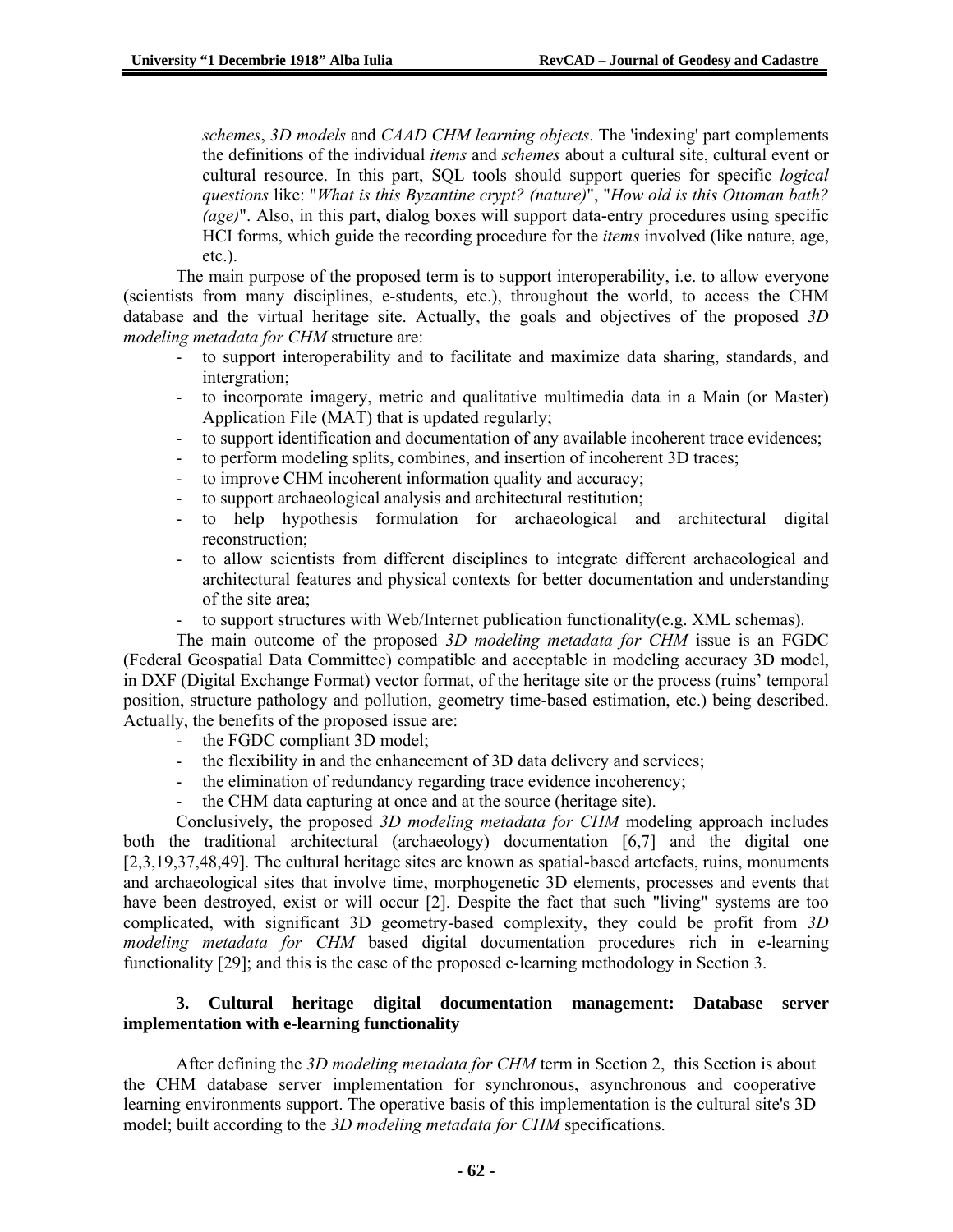*schemes*, *3D models* and *CAAD CHM learning objects*. The 'indexing' part complements the definitions of the individual *items* and *schemes* about a cultural site, cultural event or cultural resource. In this part, SQL tools should support queries for specific *logical questions* like: "*What is this Byzantine crypt? (nature)*", "*How old is this Ottoman bath? (age)*". Also, in this part, dialog boxes will support data-entry procedures using specific HCI forms, which guide the recording procedure for the *items* involved (like nature, age, etc.).

The main purpose of the proposed term is to support interoperability, i.e. to allow everyone (scientists from many disciplines, e-students, etc.), throughout the world, to access the CHM database and the virtual heritage site. Actually, the goals and objectives of the proposed *3D modeling metadata for CHM* structure are:

- to support interoperability and to facilitate and maximize data sharing, standards, and intergration;
- to incorporate imagery, metric and qualitative multimedia data in a Main (or Master) Application File (MAT) that is updated regularly;
- to support identification and documentation of any available incoherent trace evidences;
- to perform modeling splits, combines, and insertion of incoherent 3D traces;
- to improve CHM incoherent information quality and accuracy;
- to support archaeological analysis and architectural restitution;
- to help hypothesis formulation for archaeological and architectural digital reconstruction;
- to allow scientists from different disciplines to integrate different archaeological and architectural features and physical contexts for better documentation and understanding of the site area;
- to support structures with Web/Internet publication functionality(e.g. XML schemas).

The main outcome of the proposed *3D modeling metadata for CHM* issue is an FGDC (Federal Geospatial Data Committee) compatible and acceptable in modeling accuracy 3D model, in DXF (Digital Exchange Format) vector format, of the heritage site or the process (ruins' temporal position, structure pathology and pollution, geometry time-based estimation, etc.) being described. Actually, the benefits of the proposed issue are:

- the FGDC compliant 3D model;
- the flexibility in and the enhancement of 3D data delivery and services;
- the elimination of redundancy regarding trace evidence incoherency;
- the CHM data capturing at once and at the source (heritage site).

Conclusively, the proposed *3D modeling metadata for CHM* modeling approach includes both the traditional architectural (archaeology) documentation [6,7] and the digital one [2,3,19,37,48,49]. The cultural heritage sites are known as spatial-based artefacts, ruins, monuments and archaeological sites that involve time, morphogenetic 3D elements, processes and events that have been destroyed, exist or will occur [2]. Despite the fact that such "living" systems are too complicated, with significant 3D geometry-based complexity, they could be profit from *3D modeling metadata for CHM* based digital documentation procedures rich in e-learning functionality [29]; and this is the case of the proposed e-learning methodology in Section 3.

## 3. Cultural heritage digital documentation management: Database server implementation with e-learning functionality

After defining the *3D modeling metadata for CHM* term in Section 2, this Section is about the CHM database server implementation for synchronous, asynchronous and cooperative learning environments support. The operative basis of this implementation is the cultural site's 3D model; built according to the *3D modeling metadata for CHM* specifications.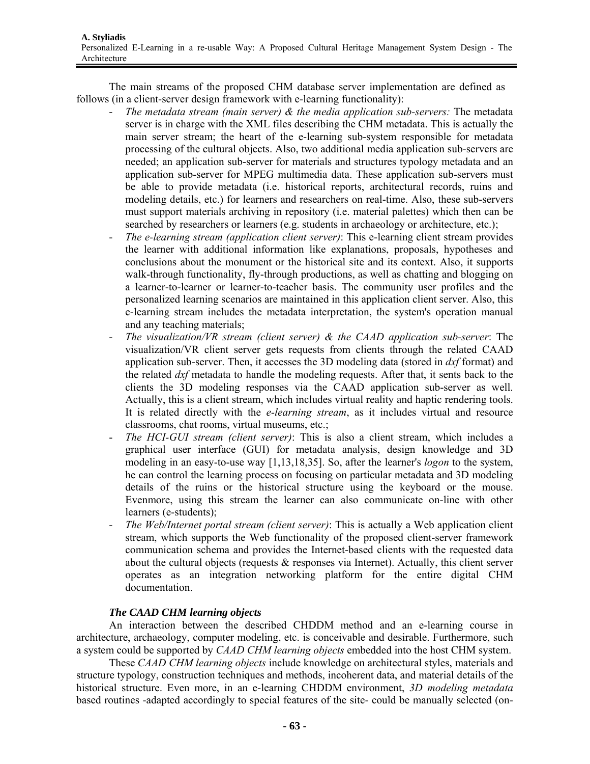The main streams of the proposed CHM database server implementation are defined as follows (in a client-server design framework with e-learning functionality):

- *The metadata stream (main server) & the media application sub-servers:* The metadata server is in charge with the XML files describing the CHM metadata. This is actually the main server stream; the heart of the e-learning sub-system responsible for metadata processing of the cultural objects. Also, two additional media application sub-servers are needed; an application sub-server for materials and structures typology metadata and an application sub-server for MPEG multimedia data. These application sub-servers must be able to provide metadata (i.e. historical reports, architectural records, ruins and modeling details, etc.) for learners and researchers on real-time. Also, these sub-servers must support materials archiving in repository (i.e. material palettes) which then can be searched by researchers or learners (e.g. students in archaeology or architecture, etc.);
- *The e-learning stream (application client server)*: This e-learning client stream provides the learner with additional information like explanations, proposals, hypotheses and conclusions about the monument or the historical site and its context. Also, it supports walk-through functionality, fly-through productions, as well as chatting and blogging on a learner-to-learner or learner-to-teacher basis. The community user profiles and the personalized learning scenarios are maintained in this application client server. Also, this e-learning stream includes the metadata interpretation, the system's operation manual and any teaching materials;
- *The visualization/VR stream (client server) & the CAAD application sub-server*: The visualization/VR client server gets requests from clients through the related CAAD application sub-server. Then, it accesses the 3D modeling data (stored in *dxf* format) and the related *dxf* metadata to handle the modeling requests. After that, it sents back to the clients the 3D modeling responses via the CAAD application sub-server as well. Actually, this is a client stream, which includes virtual reality and haptic rendering tools. It is related directly with the *e-learning stream*, as it includes virtual and resource classrooms, chat rooms, virtual museums, etc.;
- *The HCI-GUI stream (client server)*: This is also a client stream, which includes a graphical user interface (GUI) for metadata analysis, design knowledge and 3D modeling in an easy-to-use way [1,13,18,35]. So, after the learner's *logon* to the system, he can control the learning process on focusing on particular metadata and 3D modeling details of the ruins or the historical structure using the keyboard or the mouse. Evenmore, using this stream the learner can also communicate on-line with other learners (e-students);
- *The Web/Internet portal stream (client server)*: This is actually a Web application client stream, which supports the Web functionality of the proposed client-server framework communication schema and provides the Internet-based clients with the requested data about the cultural objects (requests & responses via Internet). Actually, this client server operates as an integration networking platform for the entire digital CHM documentation.

### *The CAAD CHM learning objects*

An interaction between the described CHDDM method and an e-learning course in architecture, archaeology, computer modeling, etc. is conceivable and desirable. Furthermore, such a system could be supported by *CAAD CHM learning objects* embedded into the host CHM system.

These *CAAD CHM learning objects* include knowledge on architectural styles, materials and structure typology, construction techniques and methods, incoherent data, and material details of the historical structure. Even more, in an e-learning CHDDM environment, *3D modeling metadata* based routines -adapted accordingly to special features of the site- could be manually selected (on-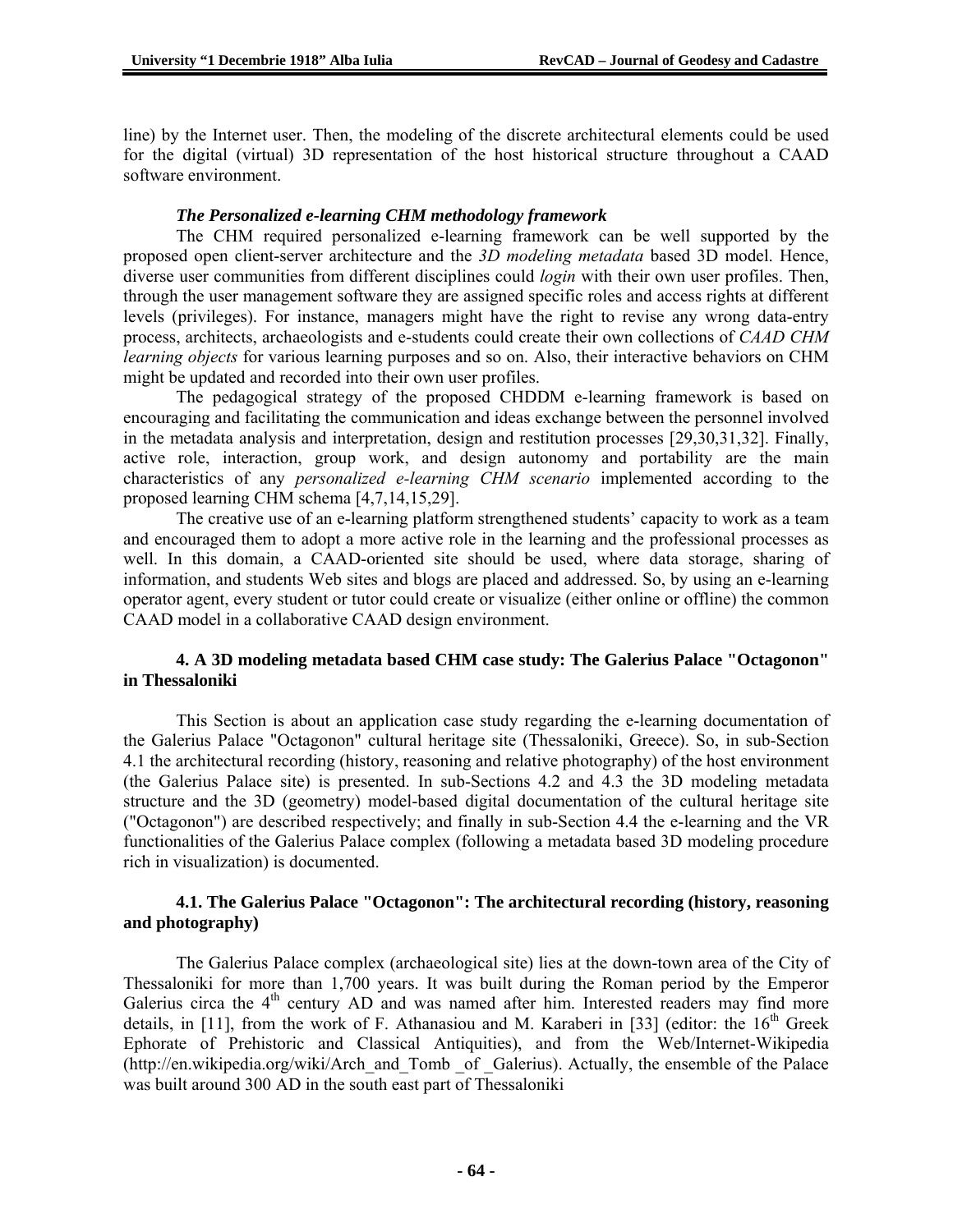line) by the Internet user. Then, the modeling of the discrete architectural elements could be used for the digital (virtual) 3D representation of the host historical structure throughout a CAAD software environment.

***The Personalized e-learning CHM methodology framework***

The CHM required personalized e-learning framework can be well supported by the proposed open client-server architecture and the *3D modeling metadata* based 3D model. Hence, diverse user communities from different disciplines could *login* with their own user profiles. Then, through the user management software they are assigned specific roles and access rights at different levels (privileges). For instance, managers might have the right to revise any wrong data-entry process, architects, archaeologists and e-students could create their own collections of *CAAD CHM learning objects* for various learning purposes and so on. Also, their interactive behaviors on CHM might be updated and recorded into their own user profiles.

The pedagogical strategy of the proposed CHDDM e-learning framework is based on encouraging and facilitating the communication and ideas exchange between the personnel involved in the metadata analysis and interpretation, design and restitution processes [29,30,31,32]. Finally, active role, interaction, group work, and design autonomy and portability are the main characteristics of any *personalized e-learning CHM scenario* implemented according to the proposed learning CHM schema [4,7,14,15,29].

The creative use of an e-learning platform strengthened students' capacity to work as a team and encouraged them to adopt a more active role in the learning and the professional processes as well. In this domain, a CAAD-oriented site should be used, where data storage, sharing of information, and students Web sites and blogs are placed and addressed. So, by using an e-learning operator agent, every student or tutor could create or visualize (either online or offline) the common CAAD model in a collaborative CAAD design environment.

## 4. A 3D modeling metadata based CHM case study: The Galerius Palace "Octagonon" in Thessaloniki

This Section is about an application case study regarding the e-learning documentation of the Galerius Palace "Octagonon" cultural heritage site (Thessaloniki, Greece). So, in sub-Section 4.1 the architectural recording (history, reasoning and relative photography) of the host environment (the Galerius Palace site) is presented. In sub-Sections 4.2 and 4.3 the 3D modeling metadata structure and the 3D (geometry) model-based digital documentation of the cultural heritage site ("Octagonon") are described respectively; and finally in sub-Section 4.4 the e-learning and the VR functionalities of the Galerius Palace complex (following a metadata based 3D modeling procedure rich in visualization) is documented.

### 4.1. The Galerius Palace "Octagonon": The architectural recording (history, reasoning and photography)

The Galerius Palace complex (archaeological site) lies at the down-town area of the City of Thessaloniki for more than 1,700 years. It was built during the Roman period by the Emperor Galerius circa the 4th century AD and was named after him. Interested readers may find more details, in [11], from the work of F. Athanasiou and M. Karaberi in [33] (editor: the 16th Greek Ephorate of Prehistoric and Classical Antiquities), and from the Web/Internet-Wikipedia (http://en.wikipedia.org/wiki/Arch_and_Tomb _of _Galerius). Actually, the ensemble of the Palace was built around 300 AD in the south east part of Thessaloniki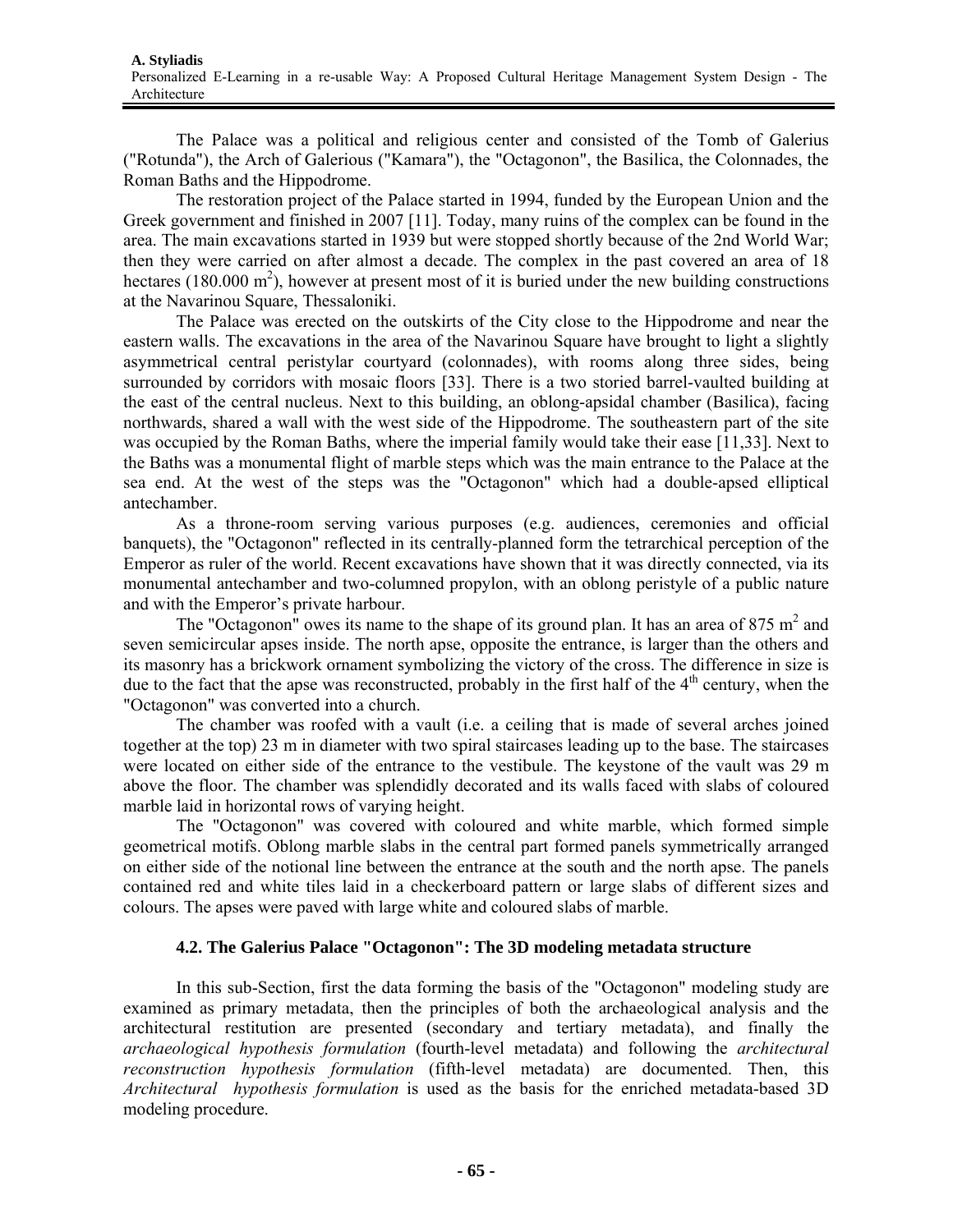The Palace was a political and religious center and consisted of the Tomb of Galerius ("Rotunda"), the Arch of Galerious ("Kamara"), the "Octagonon", the Basilica, the Colonnades, the Roman Baths and the Hippodrome.

The restoration project of the Palace started in 1994, funded by the European Union and the Greek government and finished in 2007 [11]. Today, many ruins of the complex can be found in the area. The main excavations started in 1939 but were stopped shortly because of the 2nd World War; then they were carried on after almost a decade. The complex in the past covered an area of 18 hectares (180.000 $m^2$), however at present most of it is buried under the new building constructions at the Navarinou Square, Thessaloniki.

The Palace was erected on the outskirts of the City close to the Hippodrome and near the eastern walls. The excavations in the area of the Navarinou Square have brought to light a slightly asymmetrical central peristylar courtyard (colonnades), with rooms along three sides, being surrounded by corridors with mosaic floors [33]. There is a two storied barrel-vaulted building at the east of the central nucleus. Next to this building, an oblong-apsidal chamber (Basilica), facing northwards, shared a wall with the west side of the Hippodrome. The southeastern part of the site was occupied by the Roman Baths, where the imperial family would take their ease [11,33]. Next to the Baths was a monumental flight of marble steps which was the main entrance to the Palace at the sea end. At the west of the steps was the "Octagonon" which had a double-apsed elliptical antechamber.

As a throne-room serving various purposes (e.g. audiences, ceremonies and official banquets), the "Octagonon" reflected in its centrally-planned form the tetrarchical perception of the Emperor as ruler of the world. Recent excavations have shown that it was directly connected, via its monumental antechamber and two-columned propylon, with an oblong peristyle of a public nature and with the Emperor's private harbour.

The "Octagonon" owes its name to the shape of its ground plan. It has an area of 875 $m^2$ and seven semicircular apses inside. The north apse, opposite the entrance, is larger than the others and its masonry has a brickwork ornament symbolizing the victory of the cross. The difference in size is due to the fact that the apse was reconstructed, probably in the first half of the 4$^{th}$ century, when the "Octagonon" was converted into a church.

The chamber was roofed with a vault (i.e. a ceiling that is made of several arches joined together at the top) 23 m in diameter with two spiral staircases leading up to the base. The staircases were located on either side of the entrance to the vestibule. The keystone of the vault was 29 m above the floor. The chamber was splendidly decorated and its walls faced with slabs of coloured marble laid in horizontal rows of varying height.

The "Octagonon" was covered with coloured and white marble, which formed simple geometrical motifs. Oblong marble slabs in the central part formed panels symmetrically arranged on either side of the notional line between the entrance at the south and the north apse. The panels contained red and white tiles laid in a checkerboard pattern or large slabs of different sizes and colours. The apses were paved with large white and coloured slabs of marble.

### 4.2. The Galerius Palace "Octagonon": The 3D modeling metadata structure

In this sub-Section, first the data forming the basis of the "Octagonon" modeling study are examined as primary metadata, then the principles of both the archaeological analysis and the architectural restitution are presented (secondary and tertiary metadata), and finally the *archaeological hypothesis formulation* (fourth-level metadata) and following the *architectural reconstruction hypothesis formulation* (fifth-level metadata) are documented. Then, this *Architectural hypothesis formulation* is used as the basis for the enriched metadata-based 3D modeling procedure.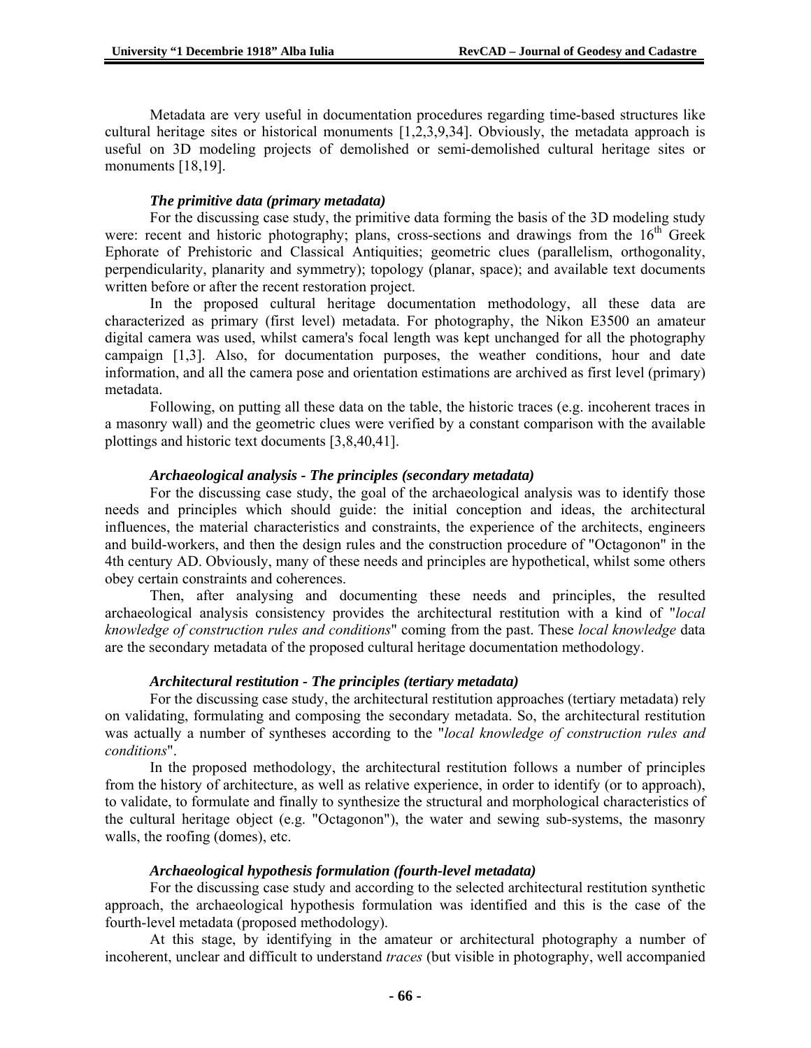Metadata are very useful in documentation procedures regarding time-based structures like cultural heritage sites or historical monuments [1,2,3,9,34]. Obviously, the metadata approach is useful on 3D modeling projects of demolished or semi-demolished cultural heritage sites or monuments [18,19].

***The primitive data (primary metadata)***

For the discussing case study, the primitive data forming the basis of the 3D modeling study were: recent and historic photography; plans, cross-sections and drawings from the 16th Greek Ephorate of Prehistoric and Classical Antiquities; geometric clues (parallelism, orthogonality, perpendicularity, planarity and symmetry); topology (planar, space); and available text documents written before or after the recent restoration project.

In the proposed cultural heritage documentation methodology, all these data are characterized as primary (first level) metadata. For photography, the Nikon E3500 an amateur digital camera was used, whilst camera's focal length was kept unchanged for all the photography campaign [1,3]. Also, for documentation purposes, the weather conditions, hour and date information, and all the camera pose and orientation estimations are archived as first level (primary) metadata.

Following, on putting all these data on the table, the historic traces (e.g. incoherent traces in a masonry wall) and the geometric clues were verified by a constant comparison with the available plottings and historic text documents [3,8,40,41].

***Archaeological analysis - The principles (secondary metadata)***

For the discussing case study, the goal of the archaeological analysis was to identify those needs and principles which should guide: the initial conception and ideas, the architectural influences, the material characteristics and constraints, the experience of the architects, engineers and build-workers, and then the design rules and the construction procedure of "Octagonon" in the 4th century AD. Obviously, many of these needs and principles are hypothetical, whilst some others obey certain constraints and coherences.

Then, after analysing and documenting these needs and principles, the resulted archaeological analysis consistency provides the architectural restitution with a kind of "*local knowledge of construction rules and conditions*" coming from the past. These *local knowledge* data are the secondary metadata of the proposed cultural heritage documentation methodology.

***Architectural restitution - The principles (tertiary metadata)***

For the discussing case study, the architectural restitution approaches (tertiary metadata) rely on validating, formulating and composing the secondary metadata. So, the architectural restitution was actually a number of syntheses according to the "*local knowledge of construction rules and conditions*".

In the proposed methodology, the architectural restitution follows a number of principles from the history of architecture, as well as relative experience, in order to identify (or to approach), to validate, to formulate and finally to synthesize the structural and morphological characteristics of the cultural heritage object (e.g. "Octagonon"), the water and sewing sub-systems, the masonry walls, the roofing (domes), etc.

***Archaeological hypothesis formulation (fourth-level metadata)***

For the discussing case study and according to the selected architectural restitution synthetic approach, the archaeological hypothesis formulation was identified and this is the case of the fourth-level metadata (proposed methodology).

At this stage, by identifying in the amateur or architectural photography a number of incoherent, unclear and difficult to understand *traces* (but visible in photography, well accompanied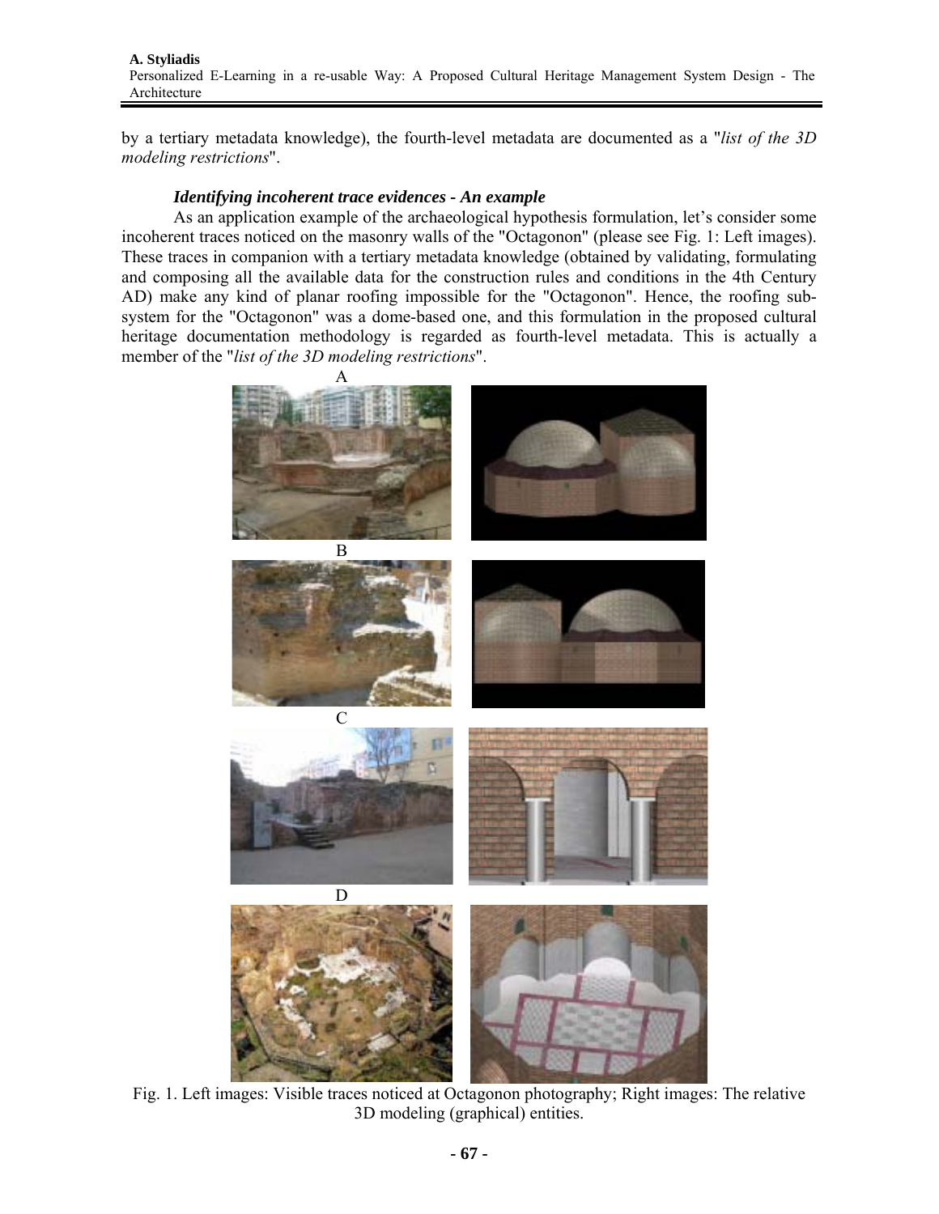by a tertiary metadata knowledge), the fourth-level metadata are documented as a "*list of the 3D modeling restrictions*".

### *Identifying incoherent trace evidences - An example*

As an application example of the archaeological hypothesis formulation, let's consider some incoherent traces noticed on the masonry walls of the "Octagonon" (please see Fig. 1: Left images). These traces in companion with a tertiary metadata knowledge (obtained by validating, formulating and composing all the available data for the construction rules and conditions in the 4th Century AD) make any kind of planar roofing impossible for the "Octagonon". Hence, the roofing sub-system for the "Octagonon" was a dome-based one, and this formulation in the proposed cultural heritage documentation methodology is regarded as fourth-level metadata. This is actually a member of the "*list of the 3D modeling restrictions*".

A

B

C

D

Fig. 1. Left images: Visible traces noticed at Octagonon photography; Right images: The relative 3D modeling (graphical) entities.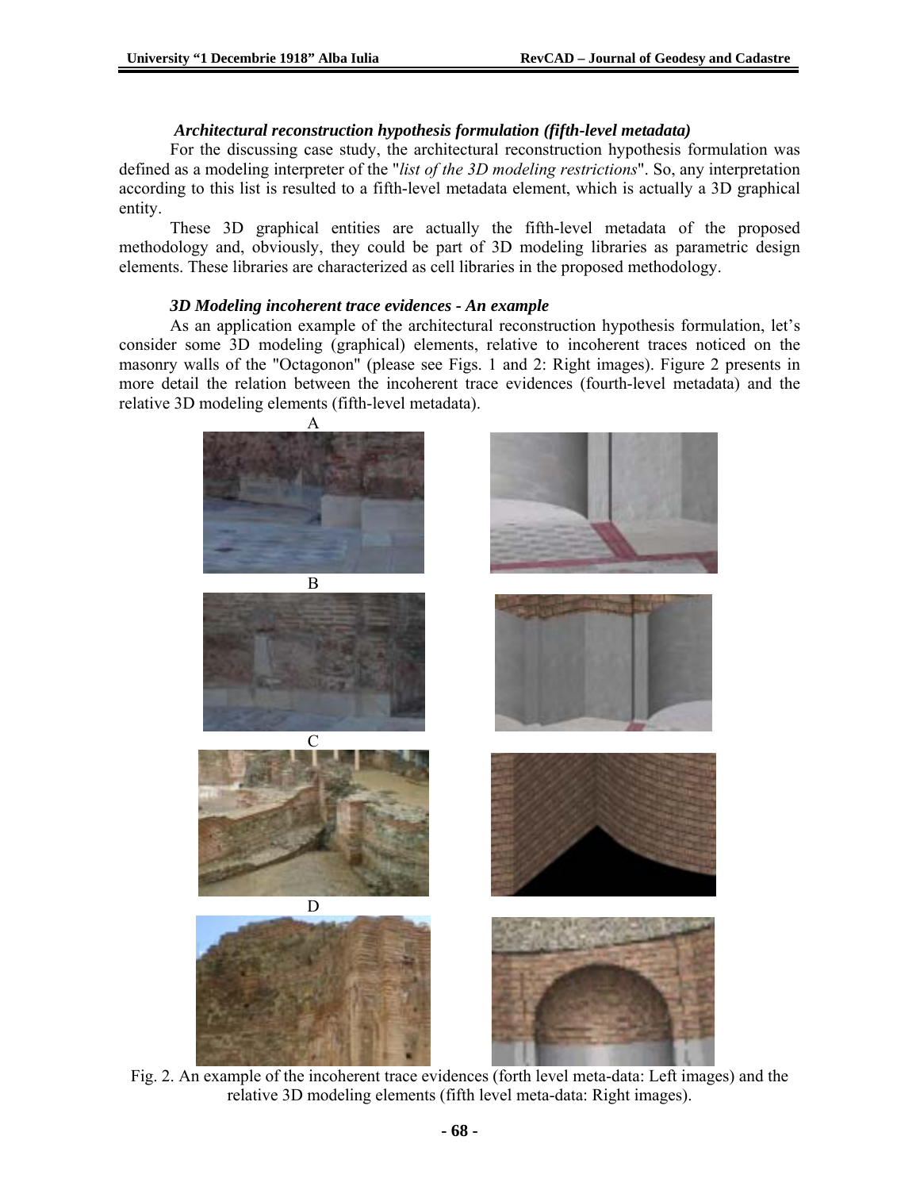### *Architectural reconstruction hypothesis formulation (fifth-level metadata)*

For the discussing case study, the architectural reconstruction hypothesis formulation was defined as a modeling interpreter of the "*list of the 3D modeling restrictions*". So, any interpretation according to this list is resulted to a fifth-level metadata element, which is actually a 3D graphical entity.

These 3D graphical entities are actually the fifth-level metadata of the proposed methodology and, obviously, they could be part of 3D modeling libraries as parametric design elements. These libraries are characterized as cell libraries in the proposed methodology.

### *3D Modeling incoherent trace evidences - An example*

As an application example of the architectural reconstruction hypothesis formulation, let's consider some 3D modeling (graphical) elements, relative to incoherent traces noticed on the masonry walls of the "Octagonon" (please see Figs. 1 and 2: Right images). Figure 2 presents in more detail the relation between the incoherent trace evidences (fourth-level metadata) and the relative 3D modeling elements (fifth-level metadata).

A

B

C

D

Fig. 2. An example of the incoherent trace evidences (forth level meta-data: Left images) and the relative 3D modeling elements (fifth level meta-data: Right images).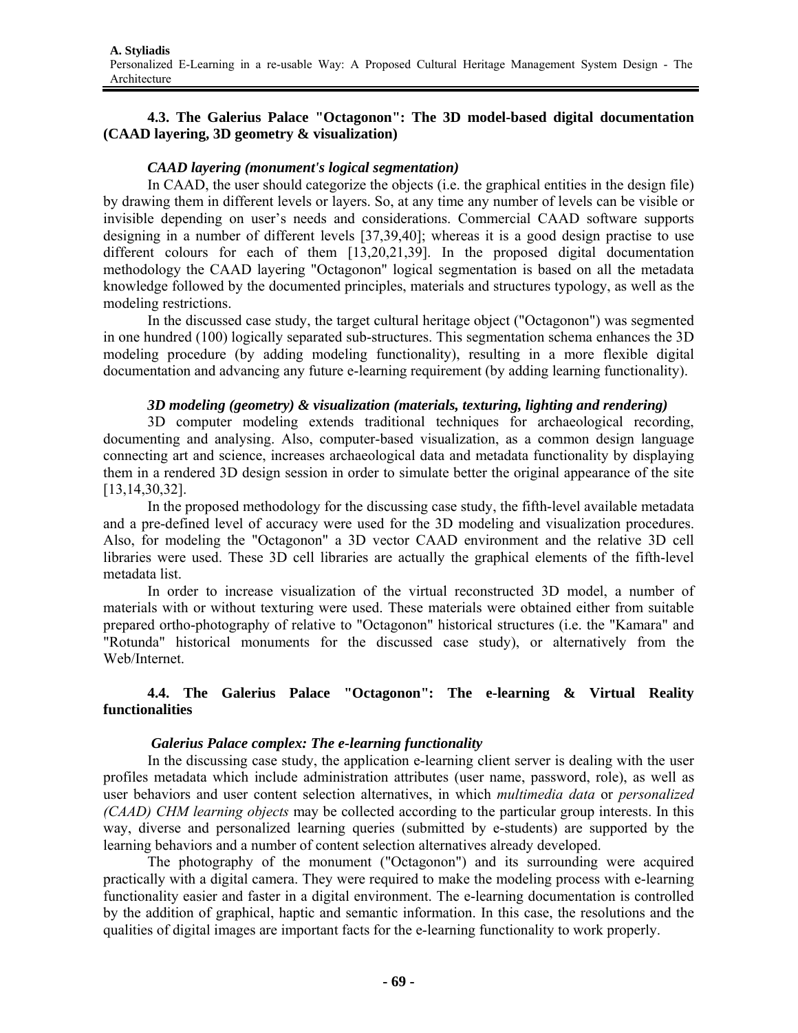### 4.3. The Galerius Palace "Octagonon": The 3D model-based digital documentation (CAAD layering, 3D geometry & visualization)

***CAAD layering (monument's logical segmentation)***

In CAAD, the user should categorize the objects (i.e. the graphical entities in the design file) by drawing them in different levels or layers. So, at any time any number of levels can be visible or invisible depending on user's needs and considerations. Commercial CAAD software supports designing in a number of different levels [37,39,40]; whereas it is a good design practise to use different colours for each of them [13,20,21,39]. In the proposed digital documentation methodology the CAAD layering "Octagonon" logical segmentation is based on all the metadata knowledge followed by the documented principles, materials and structures typology, as well as the modeling restrictions.

In the discussed case study, the target cultural heritage object ("Octagonon") was segmented in one hundred (100) logically separated sub-structures. This segmentation schema enhances the 3D modeling procedure (by adding modeling functionality), resulting in a more flexible digital documentation and advancing any future e-learning requirement (by adding learning functionality).

***3D modeling (geometry) & visualization (materials, texturing, lighting and rendering)***

3D computer modeling extends traditional techniques for archaeological recording, documenting and analysing. Also, computer-based visualization, as a common design language connecting art and science, increases archaeological data and metadata functionality by displaying them in a rendered 3D design session in order to simulate better the original appearance of the site [13,14,30,32].

In the proposed methodology for the discussing case study, the fifth-level available metadata and a pre-defined level of accuracy were used for the 3D modeling and visualization procedures. Also, for modeling the "Octagonon" a 3D vector CAAD environment and the relative 3D cell libraries were used. These 3D cell libraries are actually the graphical elements of the fifth-level metadata list.

In order to increase visualization of the virtual reconstructed 3D model, a number of materials with or without texturing were used. These materials were obtained either from suitable prepared ortho-photography of relative to "Octagonon" historical structures (i.e. the "Kamara" and "Rotunda" historical monuments for the discussed case study), or alternatively from the Web/Internet.

### 4.4. The Galerius Palace "Octagonon": The e-learning & Virtual Reality functionalities

***Galerius Palace complex: The e-learning functionality***

In the discussing case study, the application e-learning client server is dealing with the user profiles metadata which include administration attributes (user name, password, role), as well as user behaviors and user content selection alternatives, in which *multimedia data* or *personalized (CAAD) CHM learning objects* may be collected according to the particular group interests. In this way, diverse and personalized learning queries (submitted by e-students) are supported by the learning behaviors and a number of content selection alternatives already developed.

The photography of the monument ("Octagonon") and its surrounding were acquired practically with a digital camera. They were required to make the modeling process with e-learning functionality easier and faster in a digital environment. The e-learning documentation is controlled by the addition of graphical, haptic and semantic information. In this case, the resolutions and the qualities of digital images are important facts for the e-learning functionality to work properly.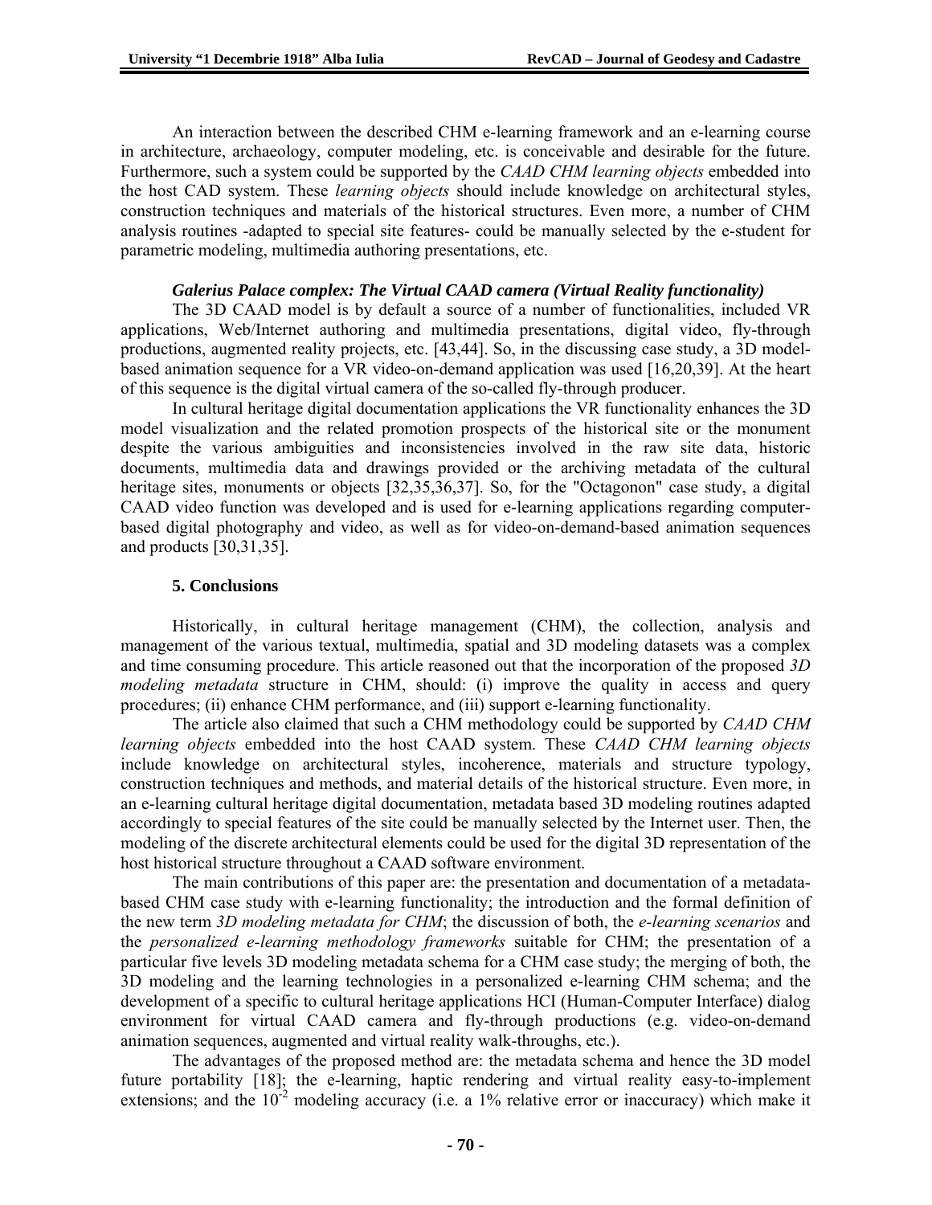An interaction between the described CHM e-learning framework and an e-learning course in architecture, archaeology, computer modeling, etc. is conceivable and desirable for the future. Furthermore, such a system could be supported by the *CAAD CHM learning objects* embedded into the host CAD system. These *learning objects* should include knowledge on architectural styles, construction techniques and materials of the historical structures. Even more, a number of CHM analysis routines -adapted to special site features- could be manually selected by the e-student for parametric modeling, multimedia authoring presentations, etc.

***Galerius Palace complex: The Virtual CAAD camera (Virtual Reality functionality)***

The 3D CAAD model is by default a source of a number of functionalities, included VR applications, Web/Internet authoring and multimedia presentations, digital video, fly-through productions, augmented reality projects, etc. [43,44]. So, in the discussing case study, a 3D model-based animation sequence for a VR video-on-demand application was used [16,20,39]. At the heart of this sequence is the digital virtual camera of the so-called fly-through producer.

In cultural heritage digital documentation applications the VR functionality enhances the 3D model visualization and the related promotion prospects of the historical site or the monument despite the various ambiguities and inconsistencies involved in the raw site data, historic documents, multimedia data and drawings provided or the archiving metadata of the cultural heritage sites, monuments or objects [32,35,36,37]. So, for the "Octagonon" case study, a digital CAAD video function was developed and is used for e-learning applications regarding computer-based digital photography and video, as well as for video-on-demand-based animation sequences and products [30,31,35].

## 5. Conclusions

Historically, in cultural heritage management (CHM), the collection, analysis and management of the various textual, multimedia, spatial and 3D modeling datasets was a complex and time consuming procedure. This article reasoned out that the incorporation of the proposed *3D modeling metadata* structure in CHM, should: (i) improve the quality in access and query procedures; (ii) enhance CHM performance, and (iii) support e-learning functionality.

The article also claimed that such a CHM methodology could be supported by *CAAD CHM learning objects* embedded into the host CAAD system. These *CAAD CHM learning objects* include knowledge on architectural styles, incoherence, materials and structure typology, construction techniques and methods, and material details of the historical structure. Even more, in an e-learning cultural heritage digital documentation, metadata based 3D modeling routines adapted accordingly to special features of the site could be manually selected by the Internet user. Then, the modeling of the discrete architectural elements could be used for the digital 3D representation of the host historical structure throughout a CAAD software environment.

The main contributions of this paper are: the presentation and documentation of a metadata-based CHM case study with e-learning functionality; the introduction and the formal definition of the new term *3D modeling metadata for CHM*; the discussion of both, the *e-learning scenarios* and the *personalized e-learning methodology frameworks* suitable for CHM; the presentation of a particular five levels 3D modeling metadata schema for a CHM case study; the merging of both, the 3D modeling and the learning technologies in a personalized e-learning CHM schema; and the development of a specific to cultural heritage applications HCI (Human-Computer Interface) dialog environment for virtual CAAD camera and fly-through productions (e.g. video-on-demand animation sequences, augmented and virtual reality walk-throughs, etc.).

The advantages of the proposed method are: the metadata schema and hence the 3D model future portability [18]; the e-learning, haptic rendering and virtual reality easy-to-implement extensions; and the $10^{-2}$ modeling accuracy (i.e. a 1% relative error or inaccuracy) which make it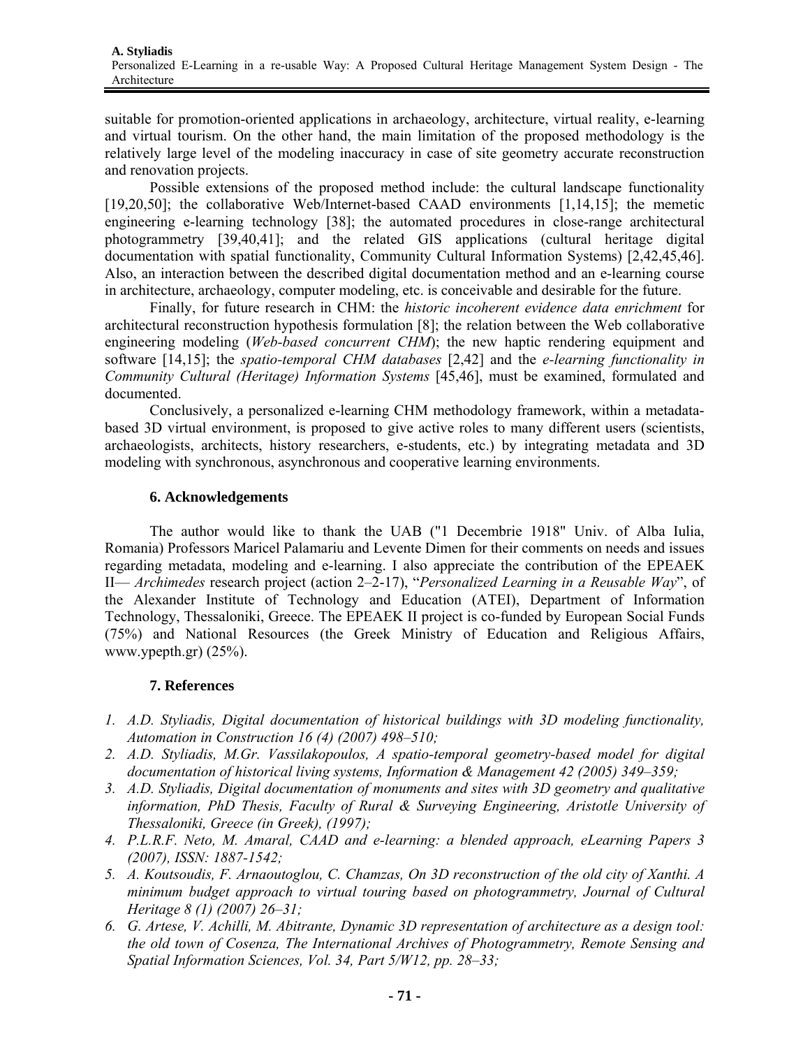suitable for promotion-oriented applications in archaeology, architecture, virtual reality, e-learning and virtual tourism. On the other hand, the main limitation of the proposed methodology is the relatively large level of the modeling inaccuracy in case of site geometry accurate reconstruction and renovation projects.

Possible extensions of the proposed method include: the cultural landscape functionality [19,20,50]; the collaborative Web/Internet-based CAAD environments [1,14,15]; the memetic engineering e-learning technology [38]; the automated procedures in close-range architectural photogrammetry [39,40,41]; and the related GIS applications (cultural heritage digital documentation with spatial functionality, Community Cultural Information Systems) [2,42,45,46]. Also, an interaction between the described digital documentation method and an e-learning course in architecture, archaeology, computer modeling, etc. is conceivable and desirable for the future.

Finally, for future research in CHM: the *historic incoherent evidence data enrichment* for architectural reconstruction hypothesis formulation [8]; the relation between the Web collaborative engineering modeling (*Web-based concurrent CHM*); the new haptic rendering equipment and software [14,15]; the *spatio-temporal CHM databases* [2,42] and the *e-learning functionality in Community Cultural (Heritage) Information Systems* [45,46], must be examined, formulated and documented.

Conclusively, a personalized e-learning CHM methodology framework, within a metadata-based 3D virtual environment, is proposed to give active roles to many different users (scientists, archaeologists, architects, history researchers, e-students, etc.) by integrating metadata and 3D modeling with synchronous, asynchronous and cooperative learning environments.

## 6. Acknowledgements

The author would like to thank the UAB ("1 Decembrie 1918" Univ. of Alba Iulia, Romania) Professors Maricel Palamariu and Levente Dimen for their comments on needs and issues regarding metadata, modeling and e-learning. I also appreciate the contribution of the EPEAEK II— *Archimedes* research project (action 2–2-17), "*Personalized Learning in a Reusable Way*", of the Alexander Institute of Technology and Education (ATEI), Department of Information Technology, Thessaloniki, Greece. The EPEAEK II project is co-funded by European Social Funds (75%) and National Resources (the Greek Ministry of Education and Religious Affairs, www.ypepth.gr) (25%).

## 7. References

1. *A.D. Styliadis, Digital documentation of historical buildings with 3D modeling functionality, Automation in Construction 16 (4) (2007) 498–510;*
2. *A.D. Styliadis, M.Gr. Vassilakopoulos, A spatio-temporal geometry-based model for digital documentation of historical living systems, Information & Management 42 (2005) 349–359;*
3. *A.D. Styliadis, Digital documentation of monuments and sites with 3D geometry and qualitative information, PhD Thesis, Faculty of Rural & Surveying Engineering, Aristotle University of Thessaloniki, Greece (in Greek), (1997);*
4. *P.L.R.F. Neto, M. Amaral, CAAD and e-learning: a blended approach, eLearning Papers 3 (2007), ISSN: 1887-1542;*
5. *A. Koutsoudis, F. Arnaoutoglou, C. Chamzas, On 3D reconstruction of the old city of Xanthi. A minimum budget approach to virtual touring based on photogrammetry, Journal of Cultural Heritage 8 (1) (2007) 26–31;*
6. *G. Artese, V. Achilli, M. Abitrante, Dynamic 3D representation of architecture as a design tool: the old town of Cosenza, The International Archives of Photogrammetry, Remote Sensing and Spatial Information Sciences, Vol. 34, Part 5/W12, pp. 28–33;*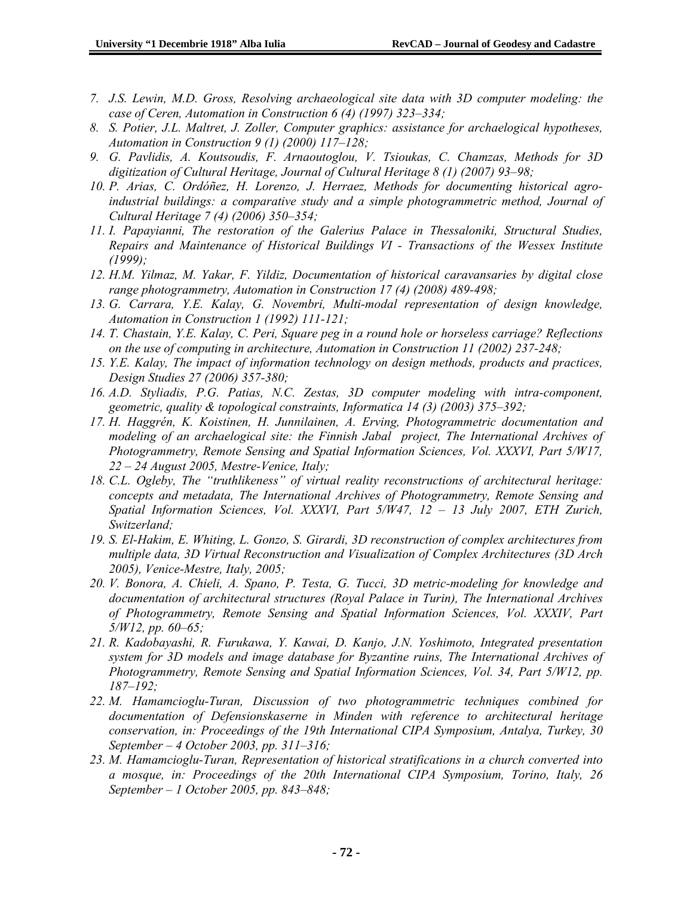7. *J.S. Lewin, M.D. Gross, Resolving archaeological site data with 3D computer modeling: the case of Ceren, Automation in Construction 6 (4) (1997) 323–334;*
8. *S. Potier, J.L. Maltret, J. Zoller, Computer graphics: assistance for archaelogical hypotheses, Automation in Construction 9 (1) (2000) 117–128;*
9. *G. Pavlidis, A. Koutsoudis, F. Arnaoutoglou, V. Tsioukas, C. Chamzas, Methods for 3D digitization of Cultural Heritage, Journal of Cultural Heritage 8 (1) (2007) 93–98;*
10. *P. Arias, C. Ordóñez, H. Lorenzo, J. Herraez, Methods for documenting historical agro-industrial buildings: a comparative study and a simple photogrammetric method, Journal of Cultural Heritage 7 (4) (2006) 350–354;*
11. *I. Papayianni, The restoration of the Galerius Palace in Thessaloniki, Structural Studies, Repairs and Maintenance of Historical Buildings VI - Transactions of the Wessex Institute (1999);*
12. *H.M. Yilmaz, M. Yakar, F. Yildiz, Documentation of historical caravansaries by digital close range photogrammetry, Automation in Construction 17 (4) (2008) 489-498;*
13. *G. Carrara, Y.E. Kalay, G. Novembri, Multi-modal representation of design knowledge, Automation in Construction 1 (1992) 111-121;*
14. *T. Chastain, Y.E. Kalay, C. Peri, Square peg in a round hole or horseless carriage? Reflections on the use of computing in architecture, Automation in Construction 11 (2002) 237-248;*
15. *Y.E. Kalay, The impact of information technology on design methods, products and practices, Design Studies 27 (2006) 357-380;*
16. *A.D. Styliadis, P.G. Patias, N.C. Zestas, 3D computer modeling with intra-component, geometric, quality & topological constraints, Informatica 14 (3) (2003) 375–392;*
17. *H. Haggrén, K. Koistinen, H. Junnilainen, A. Erving, Photogrammetric documentation and modeling of an archaeological site: the Finnish Jabal project, The International Archives of Photogrammetry, Remote Sensing and Spatial Information Sciences, Vol. XXXVI, Part 5/W17, 22 – 24 August 2005, Mestre-Venice, Italy;*
18. *C.L. Ogleby, The "truthlikeness" of virtual reality reconstructions of architectural heritage: concepts and metadata, The International Archives of Photogrammetry, Remote Sensing and Spatial Information Sciences, Vol. XXXVI, Part 5/W47, 12 – 13 July 2007, ETH Zurich, Switzerland;*
19. *S. El-Hakim, E. Whiting, L. Gonzo, S. Girardi, 3D reconstruction of complex architectures from multiple data, 3D Virtual Reconstruction and Visualization of Complex Architectures (3D Arch 2005), Venice-Mestre, Italy, 2005;*
20. *V. Bonora, A. Chieli, A. Spano, P. Testa, G. Tucci, 3D metric-modeling for knowledge and documentation of architectural structures (Royal Palace in Turin), The International Archives of Photogrammetry, Remote Sensing and Spatial Information Sciences, Vol. XXXIV, Part 5/W12, pp. 60–65;*
21. *R. Kadobayashi, R. Furukawa, Y. Kawai, D. Kanjo, J.N. Yoshimoto, Integrated presentation system for 3D models and image database for Byzantine ruins, The International Archives of Photogrammetry, Remote Sensing and Spatial Information Sciences, Vol. 34, Part 5/W12, pp. 187–192;*
22. *M. Hamamcioglu-Turan, Discussion of two photogrammetric techniques combined for documentation of Defensionskaserne in Minden with reference to architectural heritage conservation, in: Proceedings of the 19th International CIPA Symposium, Antalya, Turkey, 30 September – 4 October 2003, pp. 311–316;*
23. *M. Hamamcioglu-Turan, Representation of historical stratifications in a church converted into a mosque, in: Proceedings of the 20th International CIPA Symposium, Torino, Italy, 26 September – 1 October 2005, pp. 843–848;*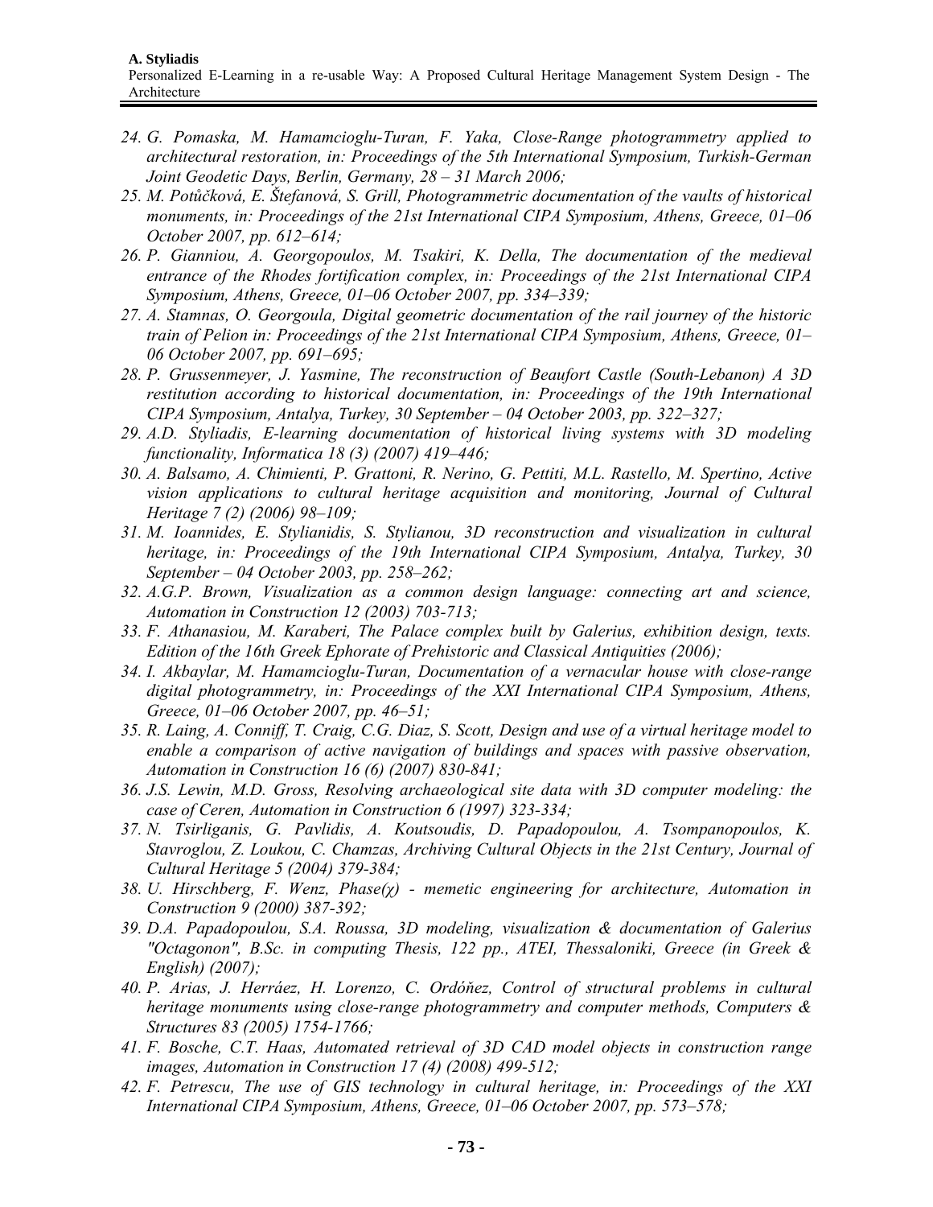24. *G. Pomaska, M. Hamamcioglu-Turan, F. Yaka, Close-Range photogrammetry applied to architectural restoration, in: Proceedings of the 5th International Symposium, Turkish-German Joint Geodetic Days, Berlin, Germany, 28 – 31 March 2006;*
25. *M. Potůčková, E. Štefanová, S. Grill, Photogrammetric documentation of the vaults of historical monuments, in: Proceedings of the 21st International CIPA Symposium, Athens, Greece, 01–06 October 2007, pp. 612–614;*
26. *P. Gianniou, A. Georgopoulos, M. Tsakiri, K. Della, The documentation of the medieval entrance of the Rhodes fortification complex, in: Proceedings of the 21st International CIPA Symposium, Athens, Greece, 01–06 October 2007, pp. 334–339;*
27. *A. Stamnas, O. Georgoula, Digital geometric documentation of the rail journey of the historic train of Pelion in: Proceedings of the 21st International CIPA Symposium, Athens, Greece, 01–06 October 2007, pp. 691–695;*
28. *P. Grussenmeyer, J. Yasmine, The reconstruction of Beaufort Castle (South-Lebanon) A 3D restitution according to historical documentation, in: Proceedings of the 19th International CIPA Symposium, Antalya, Turkey, 30 September – 04 October 2003, pp. 322–327;*
29. *A.D. Styliadis, E-learning documentation of historical living systems with 3D modeling functionality, Informatica 18 (3) (2007) 419–446;*
30. *A. Balsamo, A. Chimienti, P. Grattoni, R. Nerino, G. Pettiti, M.L. Rastello, M. Spertino, Active vision applications to cultural heritage acquisition and monitoring, Journal of Cultural Heritage 7 (2) (2006) 98–109;*
31. *M. Ioannides, E. Stylianidis, S. Stylianou, 3D reconstruction and visualization in cultural heritage, in: Proceedings of the 19th International CIPA Symposium, Antalya, Turkey, 30 September – 04 October 2003, pp. 258–262;*
32. *A.G.P. Brown, Visualization as a common design language: connecting art and science, Automation in Construction 12 (2003) 703-713;*
33. *F. Athanasiou, M. Karaberi, The Palace complex built by Galerius, exhibition design, texts. Edition of the 16th Greek Ephorate of Prehistoric and Classical Antiquities (2006);*
34. *I. Akbaylar, M. Hamamcioglu-Turan, Documentation of a vernacular house with close-range digital photogrammetry, in: Proceedings of the XXI International CIPA Symposium, Athens, Greece, 01–06 October 2007, pp. 46–51;*
35. *R. Laing, A. Conniff, T. Craig, C.G. Diaz, S. Scott, Design and use of a virtual heritage model to enable a comparison of active navigation of buildings and spaces with passive observation, Automation in Construction 16 (6) (2007) 830-841;*
36. *J.S. Lewin, M.D. Gross, Resolving archaeological site data with 3D computer modeling: the case of Ceren, Automation in Construction 6 (1997) 323-334;*
37. *N. Tsirliganis, G. Pavlidis, A. Koutsoudis, D. Papadopoulou, A. Tsompanopoulos, K. Stavroglou, Z. Loukou, C. Chamzas, Archiving Cultural Objects in the 21st Century, Journal of Cultural Heritage 5 (2004) 379-384;*
38. *U. Hirschberg, F. Wenz, Phase(χ) - memetic engineering for architecture, Automation in Construction 9 (2000) 387-392;*
39. *D.A. Papadopoulou, S.A. Roussa, 3D modeling, visualization & documentation of Galerius "Octagonon", B.Sc. in computing Thesis, 122 pp., ATEI, Thessaloniki, Greece (in Greek & English) (2007);*
40. *P. Arias, J. Herráez, H. Lorenzo, C. Ordóňez, Control of structural problems in cultural heritage monuments using close-range photogrammetry and computer methods, Computers & Structures 83 (2005) 1754-1766;*
41. *F. Bosche, C.T. Haas, Automated retrieval of 3D CAD model objects in construction range images, Automation in Construction 17 (4) (2008) 499-512;*
42. *F. Petrescu, The use of GIS technology in cultural heritage, in: Proceedings of the XXI International CIPA Symposium, Athens, Greece, 01–06 October 2007, pp. 573–578;*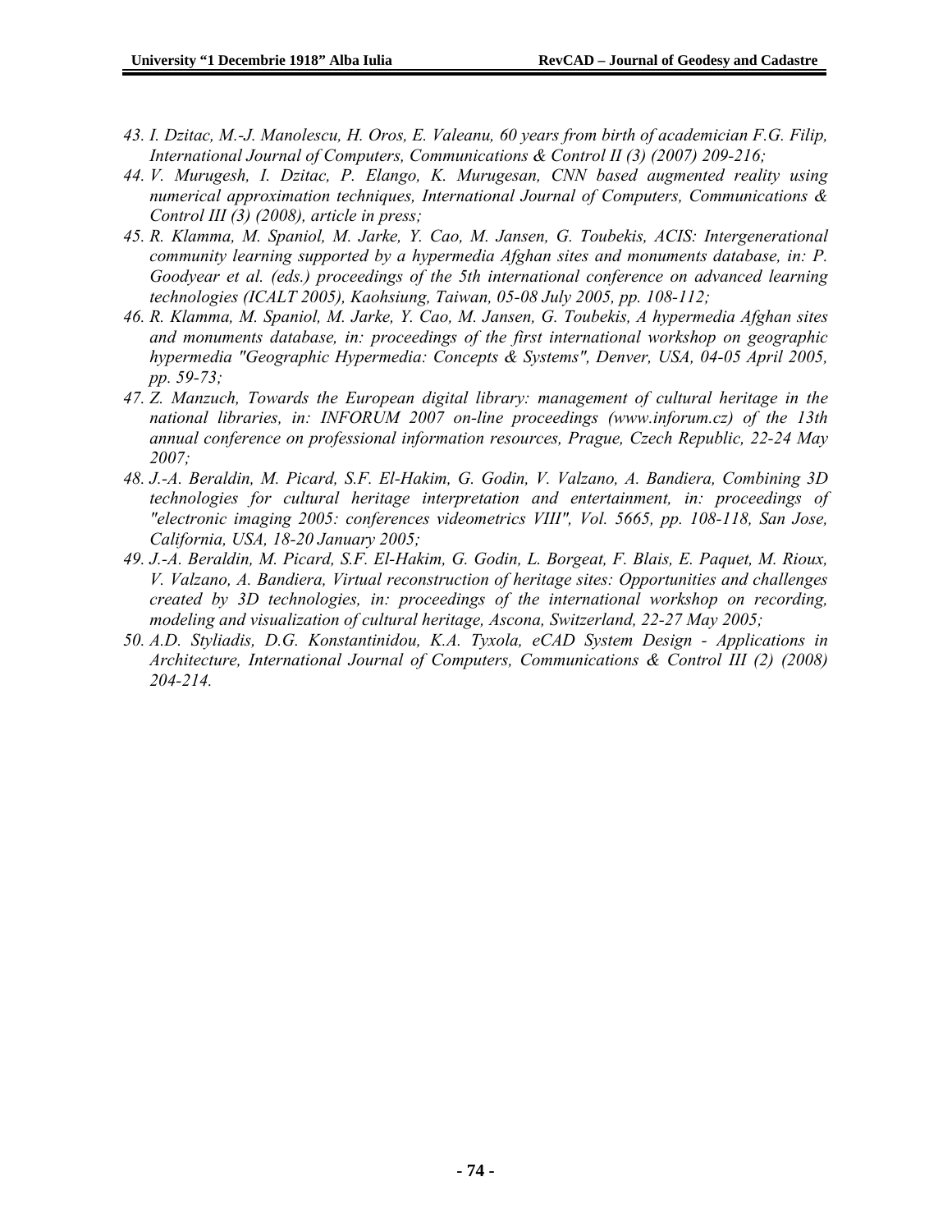43. *I. Dzitac, M.-J. Manolescu, H. Oros, E. Valeanu, 60 years from birth of academician F.G. Filip, International Journal of Computers, Communications & Control II (3) (2007) 209-216;*
44. *V. Murugesh, I. Dzitac, P. Elango, K. Murugesan, CNN based augmented reality using numerical approximation techniques, International Journal of Computers, Communications & Control III (3) (2008), article in press;*
45. *R. Klamma, M. Spaniol, M. Jarke, Y. Cao, M. Jansen, G. Toubekis, ACIS: Intergenerational community learning supported by a hypermedia Afghan sites and monuments database, in: P. Goodyear et al. (eds.) proceedings of the 5th international conference on advanced learning technologies (ICALT 2005), Kaohsiung, Taiwan, 05-08 July 2005, pp. 108-112;*
46. *R. Klamma, M. Spaniol, M. Jarke, Y. Cao, M. Jansen, G. Toubekis, A hypermedia Afghan sites and monuments database, in: proceedings of the first international workshop on geographic hypermedia "Geographic Hypermedia: Concepts & Systems", Denver, USA, 04-05 April 2005, pp. 59-73;*
47. *Z. Manzuch, Towards the European digital library: management of cultural heritage in the national libraries, in: INFORUM 2007 on-line proceedings (www.inforum.cz) of the 13th annual conference on professional information resources, Prague, Czech Republic, 22-24 May 2007;*
48. *J.-A. Beraldin, M. Picard, S.F. El-Hakim, G. Godin, V. Valzano, A. Bandiera, Combining 3D technologies for cultural heritage interpretation and entertainment, in: proceedings of "electronic imaging 2005: conferences videometrics VIII", Vol. 5665, pp. 108-118, San Jose, California, USA, 18-20 January 2005;*
49. *J.-A. Beraldin, M. Picard, S.F. El-Hakim, G. Godin, L. Borgeat, F. Blais, E. Paquet, M. Rioux, V. Valzano, A. Bandiera, Virtual reconstruction of heritage sites: Opportunities and challenges created by 3D technologies, in: proceedings of the international workshop on recording, modeling and visualization of cultural heritage, Ascona, Switzerland, 22-27 May 2005;*
50. *A.D. Styliadis, D.G. Konstantinidou, K.A. Tyxola, eCAD System Design - Applications in Architecture, International Journal of Computers, Communications & Control III (2) (2008) 204-214.*